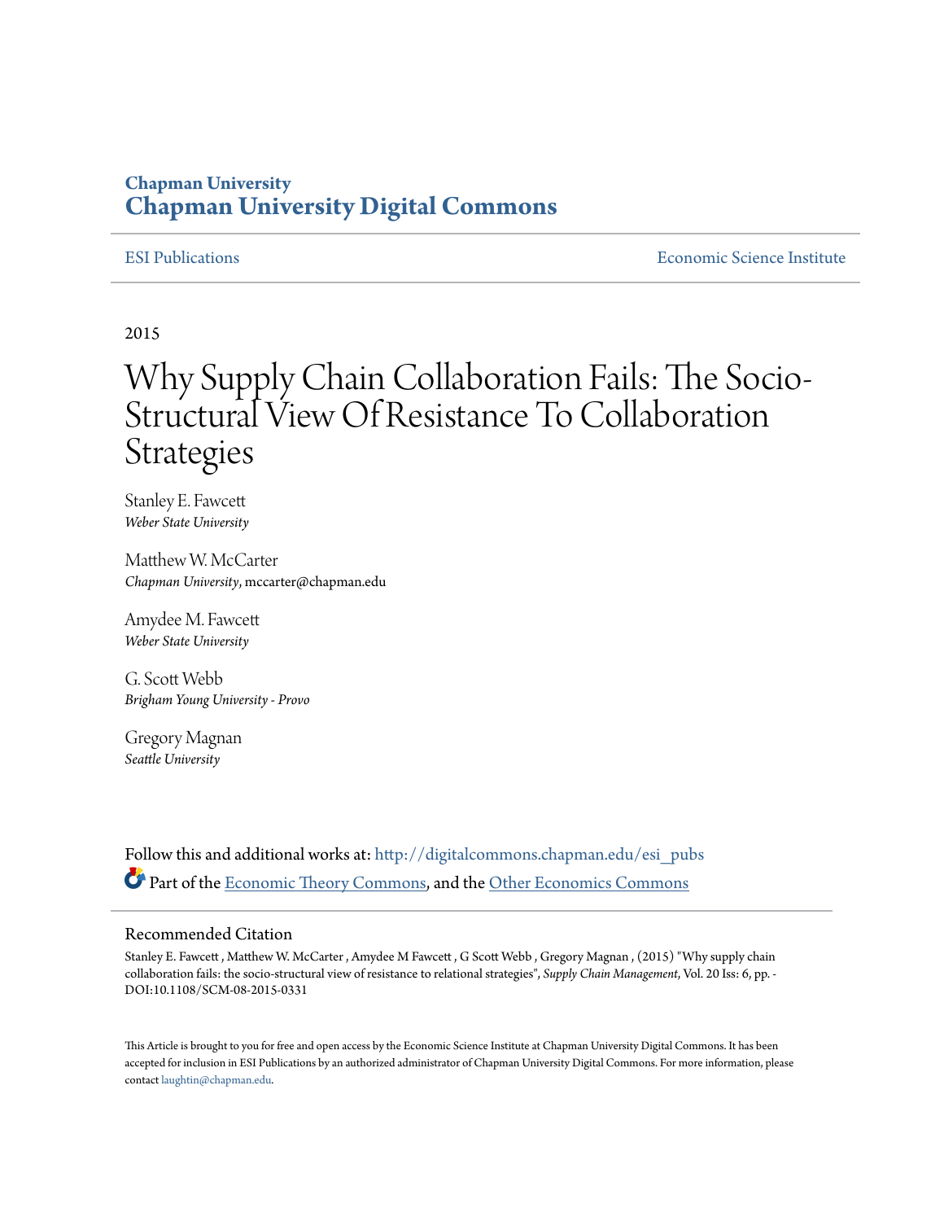Chapman University
**Chapman University Digital Commons**

ESI Publications — Economic Science Institute

2015

# Why Supply Chain Collaboration Fails: The Socio-Structural View Of Resistance To Collaboration Strategies

Stanley E. Fawcett
*Weber State University*

Matthew W. McCarter
*Chapman University*, mccarter@chapman.edu

Amydee M. Fawcett
*Weber State University*

G. Scott Webb
*Brigham Young University - Provo*

Gregory Magnan
*Seattle University*

Follow this and additional works at: http://digitalcommons.chapman.edu/esi_pubs

Part of the Economic Theory Commons, and the Other Economics Commons

## Recommended Citation

Stanley E. Fawcett , Matthew W. McCarter , Amydee M Fawcett , G Scott Webb , Gregory Magnan , (2015) "Why supply chain collaboration fails: the socio-structural view of resistance to relational strategies", *Supply Chain Management*, Vol. 20 Iss: 6, pp. - DOI:10.1108/SCM-08-2015-0331

This Article is brought to you for free and open access by the Economic Science Institute at Chapman University Digital Commons. It has been accepted for inclusion in ESI Publications by an authorized administrator of Chapman University Digital Commons. For more information, please contact laughtin@chapman.edu.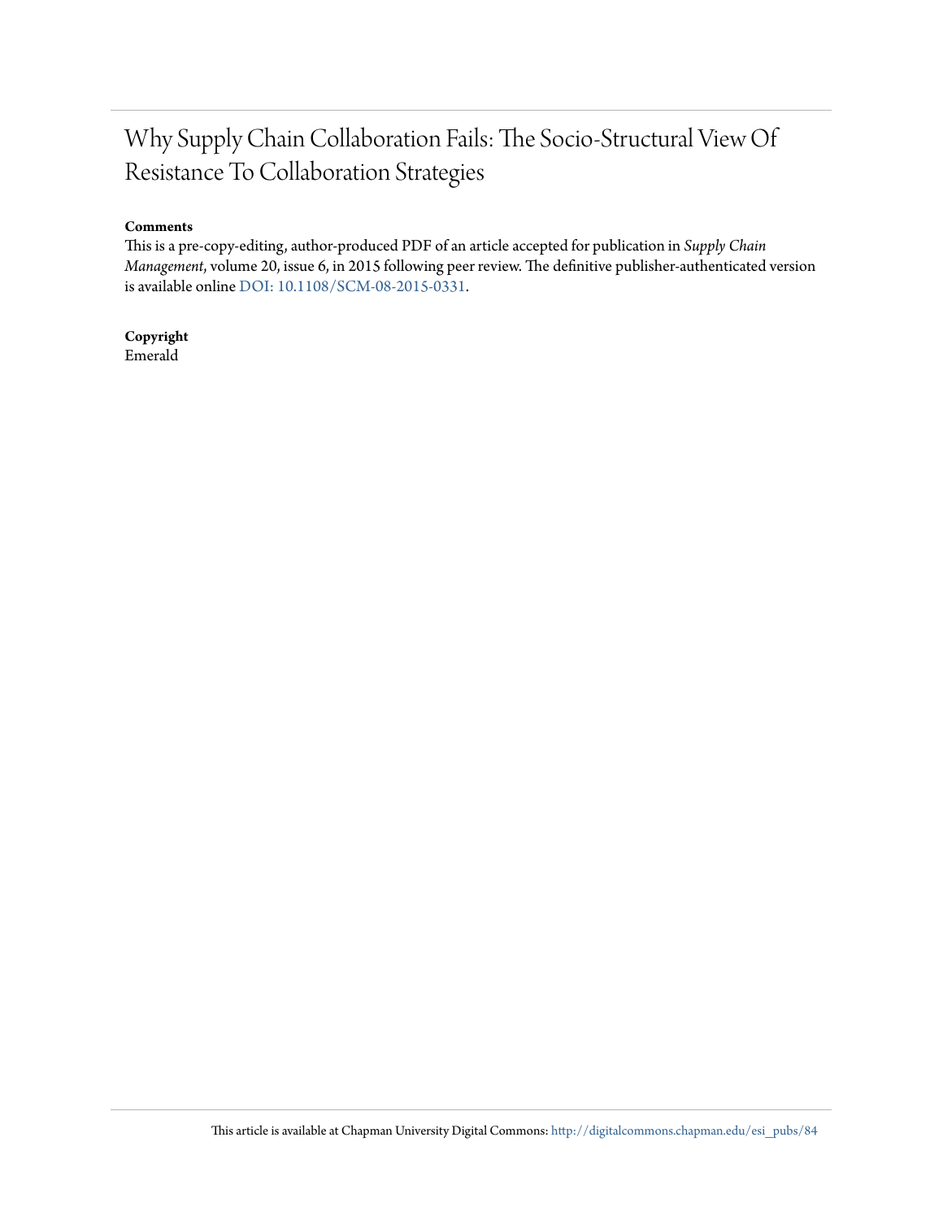# Why Supply Chain Collaboration Fails: The Socio-Structural View Of Resistance To Collaboration Strategies

**Comments**

This is a pre-copy-editing, author-produced PDF of an article accepted for publication in *Supply Chain Management*, volume 20, issue 6, in 2015 following peer review. The definitive publisher-authenticated version is available online DOI: 10.1108/SCM-08-2015-0331.

**Copyright**

Emerald

This article is available at Chapman University Digital Commons: http://digitalcommons.chapman.edu/esi_pubs/84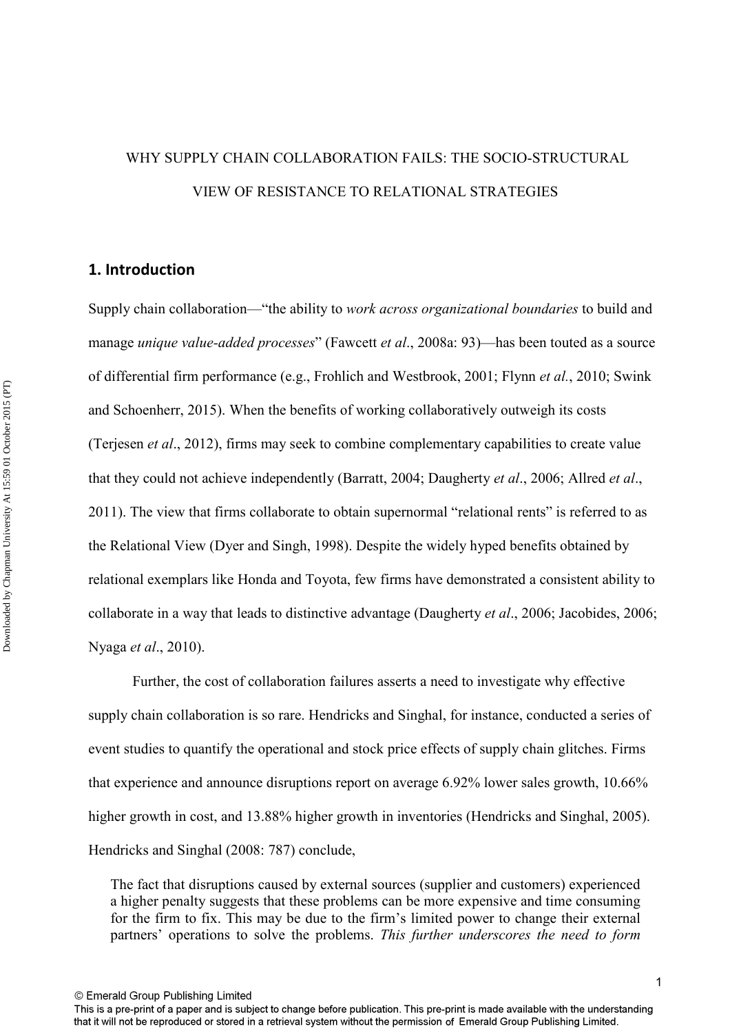WHY SUPPLY CHAIN COLLABORATION FAILS: THE SOCIO-STRUCTURAL VIEW OF RESISTANCE TO RELATIONAL STRATEGIES

## 1. Introduction

Supply chain collaboration—"the ability to *work across organizational boundaries* to build and manage *unique value-added processes*" (Fawcett *et al*., 2008a: 93)—has been touted as a source of differential firm performance (e.g., Frohlich and Westbrook, 2001; Flynn *et al.*, 2010; Swink and Schoenherr, 2015). When the benefits of working collaboratively outweigh its costs (Terjesen *et al*., 2012), firms may seek to combine complementary capabilities to create value that they could not achieve independently (Barratt, 2004; Daugherty *et al*., 2006; Allred *et al*., 2011). The view that firms collaborate to obtain supernormal "relational rents" is referred to as the Relational View (Dyer and Singh, 1998). Despite the widely hyped benefits obtained by relational exemplars like Honda and Toyota, few firms have demonstrated a consistent ability to collaborate in a way that leads to distinctive advantage (Daugherty *et al*., 2006; Jacobides, 2006; Nyaga *et al*., 2010).

Further, the cost of collaboration failures asserts a need to investigate why effective supply chain collaboration is so rare. Hendricks and Singhal, for instance, conducted a series of event studies to quantify the operational and stock price effects of supply chain glitches. Firms that experience and announce disruptions report on average 6.92% lower sales growth, 10.66% higher growth in cost, and 13.88% higher growth in inventories (Hendricks and Singhal, 2005). Hendricks and Singhal (2008: 787) conclude,

> The fact that disruptions caused by external sources (supplier and customers) experienced a higher penalty suggests that these problems can be more expensive and time consuming for the firm to fix. This may be due to the firm's limited power to change their external partners' operations to solve the problems. *This further underscores the need to form*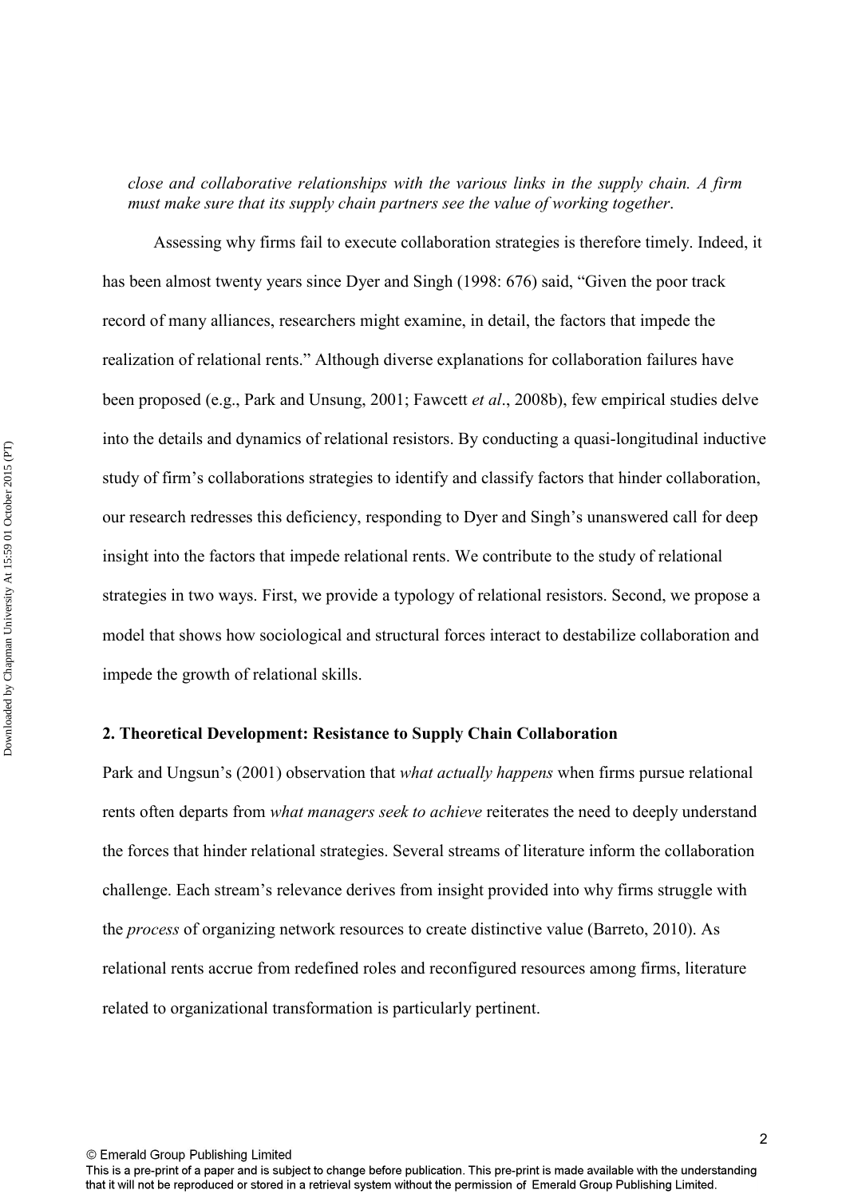*close and collaborative relationships with the various links in the supply chain. A firm must make sure that its supply chain partners see the value of working together*.

Assessing why firms fail to execute collaboration strategies is therefore timely. Indeed, it has been almost twenty years since Dyer and Singh (1998: 676) said, "Given the poor track record of many alliances, researchers might examine, in detail, the factors that impede the realization of relational rents." Although diverse explanations for collaboration failures have been proposed (e.g., Park and Unsung, 2001; Fawcett *et al*., 2008b), few empirical studies delve into the details and dynamics of relational resistors. By conducting a quasi-longitudinal inductive study of firm's collaborations strategies to identify and classify factors that hinder collaboration, our research redresses this deficiency, responding to Dyer and Singh's unanswered call for deep insight into the factors that impede relational rents. We contribute to the study of relational strategies in two ways. First, we provide a typology of relational resistors. Second, we propose a model that shows how sociological and structural forces interact to destabilize collaboration and impede the growth of relational skills.

## 2. Theoretical Development: Resistance to Supply Chain Collaboration

Park and Ungsun's (2001) observation that *what actually happens* when firms pursue relational rents often departs from *what managers seek to achieve* reiterates the need to deeply understand the forces that hinder relational strategies. Several streams of literature inform the collaboration challenge. Each stream's relevance derives from insight provided into why firms struggle with the *process* of organizing network resources to create distinctive value (Barreto, 2010). As relational rents accrue from redefined roles and reconfigured resources among firms, literature related to organizational transformation is particularly pertinent.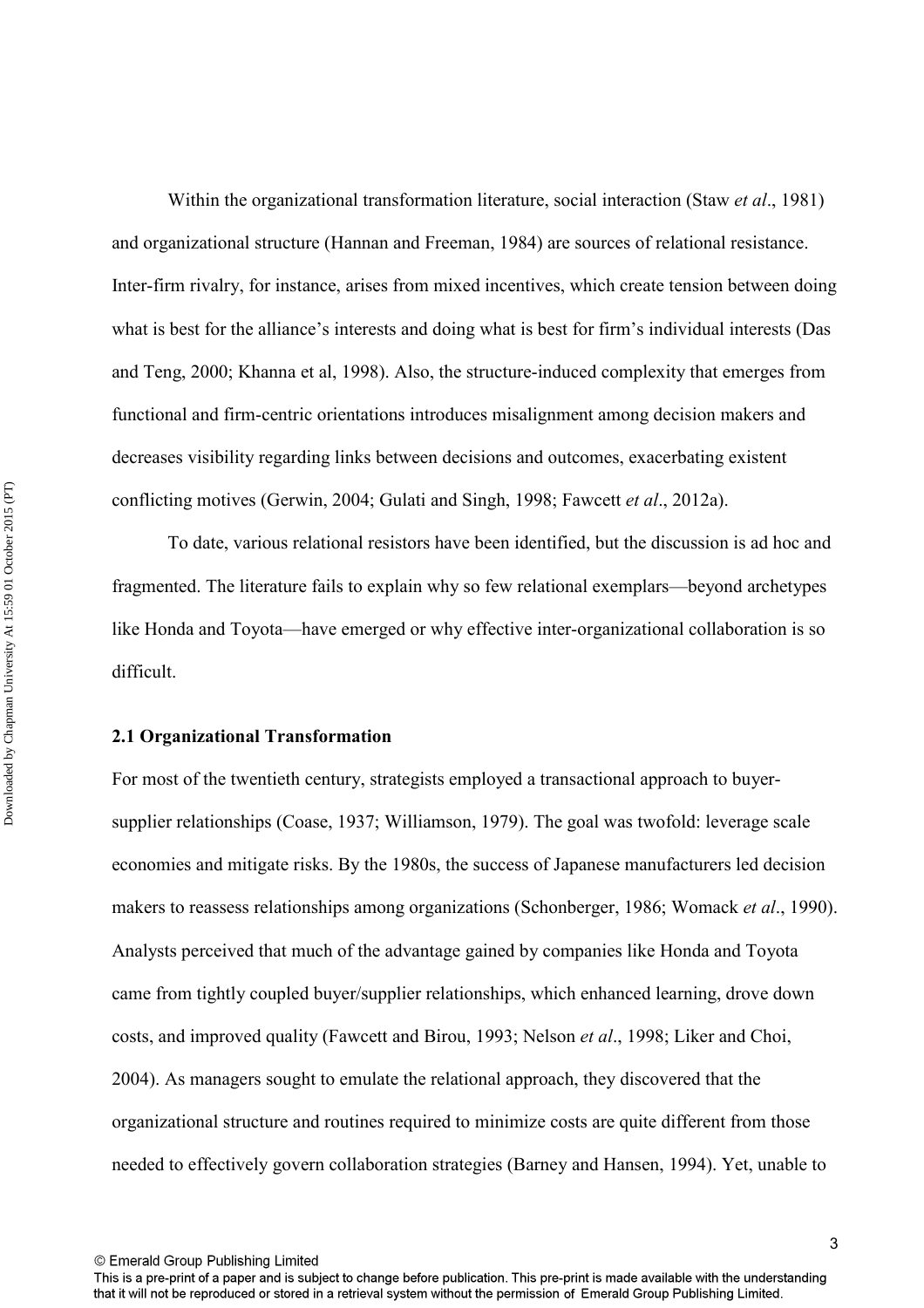Within the organizational transformation literature, social interaction (Staw *et al*., 1981) and organizational structure (Hannan and Freeman, 1984) are sources of relational resistance. Inter-firm rivalry, for instance, arises from mixed incentives, which create tension between doing what is best for the alliance's interests and doing what is best for firm's individual interests (Das and Teng, 2000; Khanna et al, 1998). Also, the structure-induced complexity that emerges from functional and firm-centric orientations introduces misalignment among decision makers and decreases visibility regarding links between decisions and outcomes, exacerbating existent conflicting motives (Gerwin, 2004; Gulati and Singh, 1998; Fawcett *et al*., 2012a).

To date, various relational resistors have been identified, but the discussion is ad hoc and fragmented. The literature fails to explain why so few relational exemplars—beyond archetypes like Honda and Toyota—have emerged or why effective inter-organizational collaboration is so difficult.

### 2.1 Organizational Transformation

For most of the twentieth century, strategists employed a transactional approach to buyer-supplier relationships (Coase, 1937; Williamson, 1979). The goal was twofold: leverage scale economies and mitigate risks. By the 1980s, the success of Japanese manufacturers led decision makers to reassess relationships among organizations (Schonberger, 1986; Womack *et al*., 1990). Analysts perceived that much of the advantage gained by companies like Honda and Toyota came from tightly coupled buyer/supplier relationships, which enhanced learning, drove down costs, and improved quality (Fawcett and Birou, 1993; Nelson *et al*., 1998; Liker and Choi, 2004). As managers sought to emulate the relational approach, they discovered that the organizational structure and routines required to minimize costs are quite different from those needed to effectively govern collaboration strategies (Barney and Hansen, 1994). Yet, unable to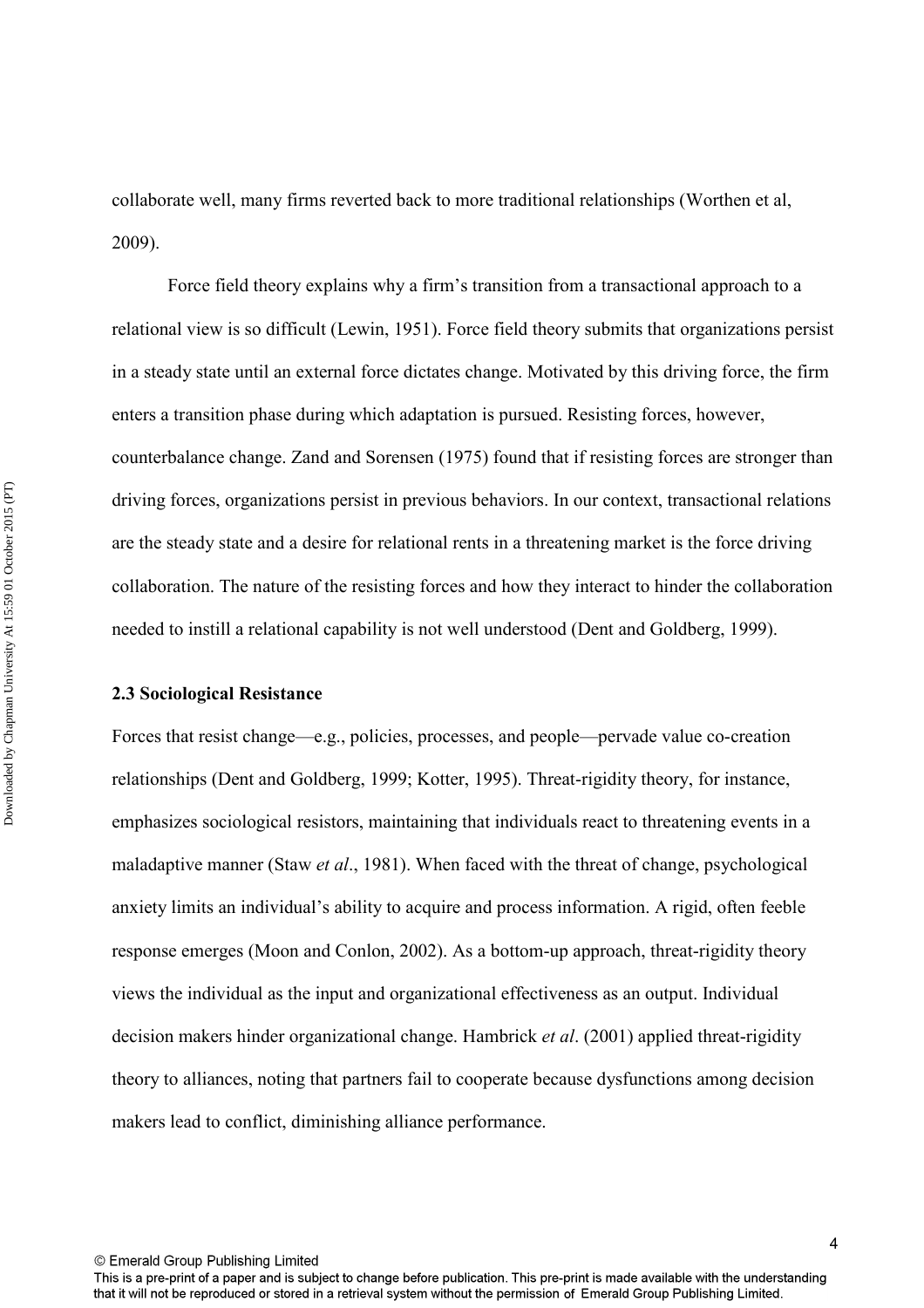collaborate well, many firms reverted back to more traditional relationships (Worthen et al, 2009).

Force field theory explains why a firm's transition from a transactional approach to a relational view is so difficult (Lewin, 1951). Force field theory submits that organizations persist in a steady state until an external force dictates change. Motivated by this driving force, the firm enters a transition phase during which adaptation is pursued. Resisting forces, however, counterbalance change. Zand and Sorensen (1975) found that if resisting forces are stronger than driving forces, organizations persist in previous behaviors. In our context, transactional relations are the steady state and a desire for relational rents in a threatening market is the force driving collaboration. The nature of the resisting forces and how they interact to hinder the collaboration needed to instill a relational capability is not well understood (Dent and Goldberg, 1999).

### 2.3 Sociological Resistance

Forces that resist change—e.g., policies, processes, and people—pervade value co-creation relationships (Dent and Goldberg, 1999; Kotter, 1995). Threat-rigidity theory, for instance, emphasizes sociological resistors, maintaining that individuals react to threatening events in a maladaptive manner (Staw *et al*., 1981). When faced with the threat of change, psychological anxiety limits an individual's ability to acquire and process information. A rigid, often feeble response emerges (Moon and Conlon, 2002). As a bottom-up approach, threat-rigidity theory views the individual as the input and organizational effectiveness as an output. Individual decision makers hinder organizational change. Hambrick *et al*. (2001) applied threat-rigidity theory to alliances, noting that partners fail to cooperate because dysfunctions among decision makers lead to conflict, diminishing alliance performance.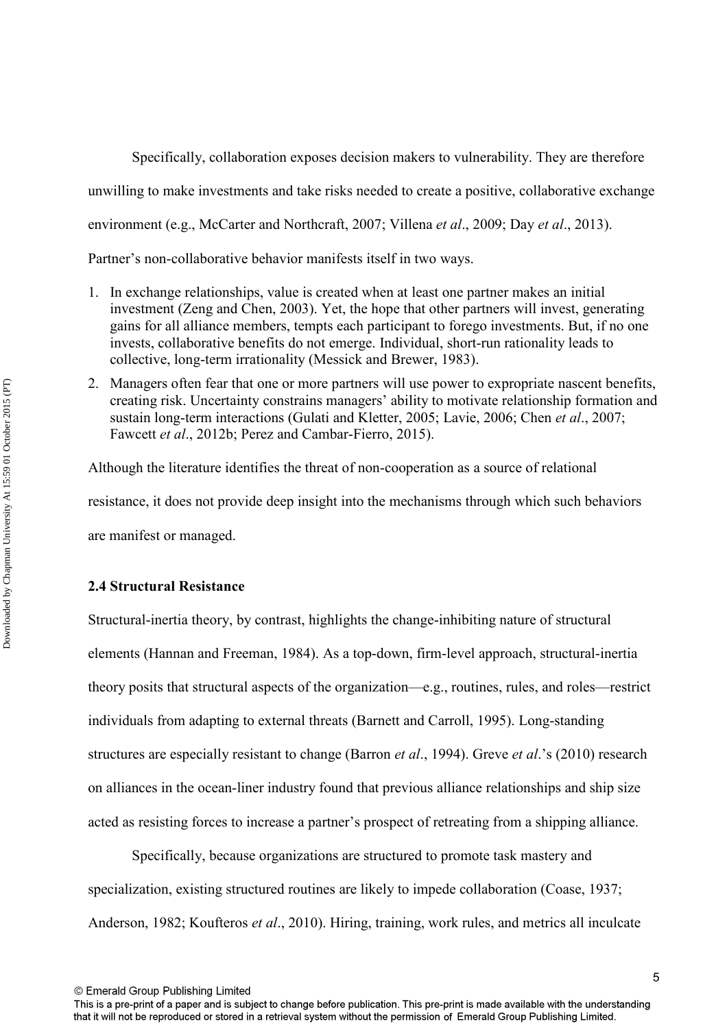Specifically, collaboration exposes decision makers to vulnerability. They are therefore unwilling to make investments and take risks needed to create a positive, collaborative exchange environment (e.g., McCarter and Northcraft, 2007; Villena *et al*., 2009; Day *et al*., 2013). Partner's non-collaborative behavior manifests itself in two ways.

1. In exchange relationships, value is created when at least one partner makes an initial investment (Zeng and Chen, 2003). Yet, the hope that other partners will invest, generating gains for all alliance members, tempts each participant to forego investments. But, if no one invests, collaborative benefits do not emerge. Individual, short-run rationality leads to collective, long-term irrationality (Messick and Brewer, 1983).
2. Managers often fear that one or more partners will use power to expropriate nascent benefits, creating risk. Uncertainty constrains managers' ability to motivate relationship formation and sustain long-term interactions (Gulati and Kletter, 2005; Lavie, 2006; Chen *et al*., 2007; Fawcett *et al*., 2012b; Perez and Cambar-Fierro, 2015).

Although the literature identifies the threat of non-cooperation as a source of relational resistance, it does not provide deep insight into the mechanisms through which such behaviors are manifest or managed.

### 2.4 Structural Resistance

Structural-inertia theory, by contrast, highlights the change-inhibiting nature of structural elements (Hannan and Freeman, 1984). As a top-down, firm-level approach, structural-inertia theory posits that structural aspects of the organization—e.g., routines, rules, and roles—restrict individuals from adapting to external threats (Barnett and Carroll, 1995). Long-standing structures are especially resistant to change (Barron *et al*., 1994). Greve *et al*.'s (2010) research on alliances in the ocean-liner industry found that previous alliance relationships and ship size acted as resisting forces to increase a partner's prospect of retreating from a shipping alliance.

Specifically, because organizations are structured to promote task mastery and specialization, existing structured routines are likely to impede collaboration (Coase, 1937; Anderson, 1982; Koufteros *et al*., 2010). Hiring, training, work rules, and metrics all inculcate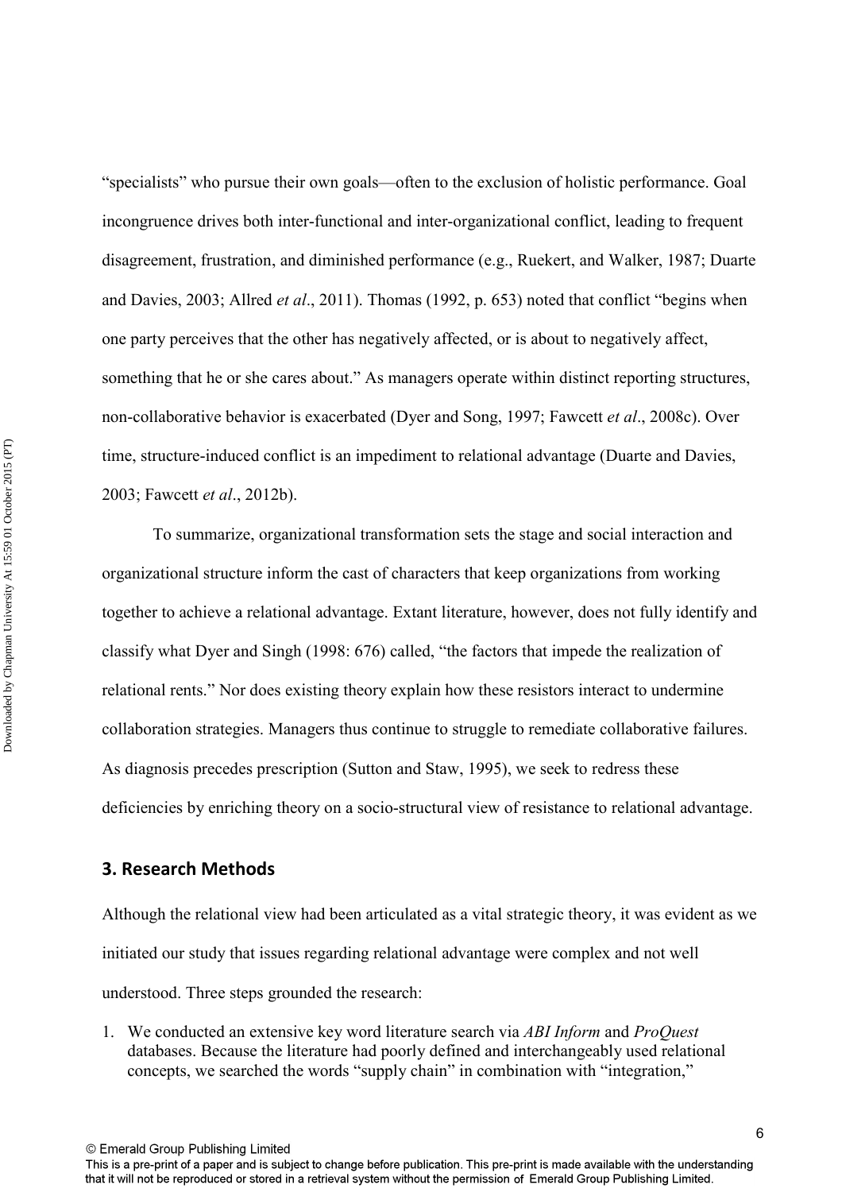"specialists" who pursue their own goals—often to the exclusion of holistic performance. Goal incongruence drives both inter-functional and inter-organizational conflict, leading to frequent disagreement, frustration, and diminished performance (e.g., Ruekert, and Walker, 1987; Duarte and Davies, 2003; Allred *et al*., 2011). Thomas (1992, p. 653) noted that conflict "begins when one party perceives that the other has negatively affected, or is about to negatively affect, something that he or she cares about." As managers operate within distinct reporting structures, non-collaborative behavior is exacerbated (Dyer and Song, 1997; Fawcett *et al*., 2008c). Over time, structure-induced conflict is an impediment to relational advantage (Duarte and Davies, 2003; Fawcett *et al*., 2012b).

To summarize, organizational transformation sets the stage and social interaction and organizational structure inform the cast of characters that keep organizations from working together to achieve a relational advantage. Extant literature, however, does not fully identify and classify what Dyer and Singh (1998: 676) called, "the factors that impede the realization of relational rents." Nor does existing theory explain how these resistors interact to undermine collaboration strategies. Managers thus continue to struggle to remediate collaborative failures. As diagnosis precedes prescription (Sutton and Staw, 1995), we seek to redress these deficiencies by enriching theory on a socio-structural view of resistance to relational advantage.

## 3. Research Methods

Although the relational view had been articulated as a vital strategic theory, it was evident as we initiated our study that issues regarding relational advantage were complex and not well understood. Three steps grounded the research:

1. We conducted an extensive key word literature search via *ABI Inform* and *ProQuest* databases. Because the literature had poorly defined and interchangeably used relational concepts, we searched the words "supply chain" in combination with "integration,"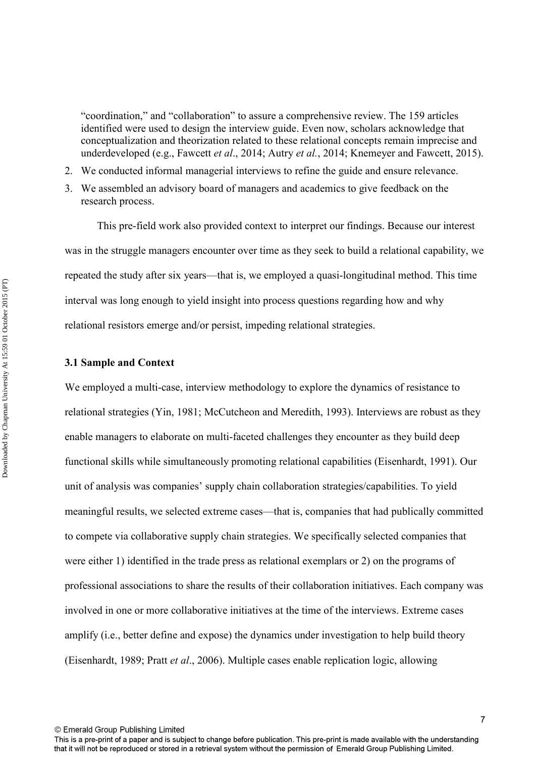"coordination," and "collaboration" to assure a comprehensive review. The 159 articles identified were used to design the interview guide. Even now, scholars acknowledge that conceptualization and theorization related to these relational concepts remain imprecise and underdeveloped (e.g., Fawcett *et al*., 2014; Autry *et al.*, 2014; Knemeyer and Fawcett, 2015).

2. We conducted informal managerial interviews to refine the guide and ensure relevance.
3. We assembled an advisory board of managers and academics to give feedback on the research process.

This pre-field work also provided context to interpret our findings. Because our interest was in the struggle managers encounter over time as they seek to build a relational capability, we repeated the study after six years—that is, we employed a quasi-longitudinal method. This time interval was long enough to yield insight into process questions regarding how and why relational resistors emerge and/or persist, impeding relational strategies.

### 3.1 Sample and Context

We employed a multi-case, interview methodology to explore the dynamics of resistance to relational strategies (Yin, 1981; McCutcheon and Meredith, 1993). Interviews are robust as they enable managers to elaborate on multi-faceted challenges they encounter as they build deep functional skills while simultaneously promoting relational capabilities (Eisenhardt, 1991). Our unit of analysis was companies' supply chain collaboration strategies/capabilities. To yield meaningful results, we selected extreme cases—that is, companies that had publically committed to compete via collaborative supply chain strategies. We specifically selected companies that were either 1) identified in the trade press as relational exemplars or 2) on the programs of professional associations to share the results of their collaboration initiatives. Each company was involved in one or more collaborative initiatives at the time of the interviews. Extreme cases amplify (i.e., better define and expose) the dynamics under investigation to help build theory (Eisenhardt, 1989; Pratt *et al*., 2006). Multiple cases enable replication logic, allowing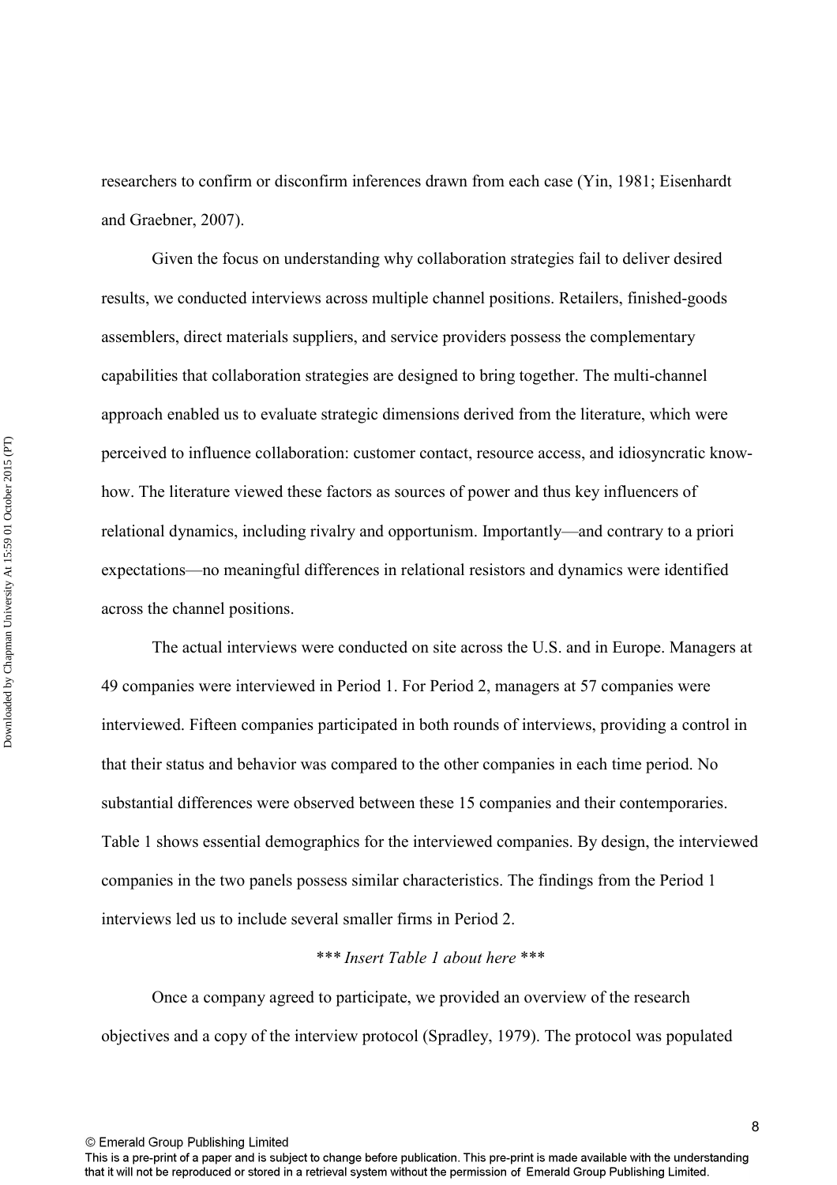researchers to confirm or disconfirm inferences drawn from each case (Yin, 1981; Eisenhardt and Graebner, 2007).

Given the focus on understanding why collaboration strategies fail to deliver desired results, we conducted interviews across multiple channel positions. Retailers, finished-goods assemblers, direct materials suppliers, and service providers possess the complementary capabilities that collaboration strategies are designed to bring together. The multi-channel approach enabled us to evaluate strategic dimensions derived from the literature, which were perceived to influence collaboration: customer contact, resource access, and idiosyncratic know-how. The literature viewed these factors as sources of power and thus key influencers of relational dynamics, including rivalry and opportunism. Importantly—and contrary to a priori expectations—no meaningful differences in relational resistors and dynamics were identified across the channel positions.

The actual interviews were conducted on site across the U.S. and in Europe. Managers at 49 companies were interviewed in Period 1. For Period 2, managers at 57 companies were interviewed. Fifteen companies participated in both rounds of interviews, providing a control in that their status and behavior was compared to the other companies in each time period. No substantial differences were observed between these 15 companies and their contemporaries. Table 1 shows essential demographics for the interviewed companies. By design, the interviewed companies in the two panels possess similar characteristics. The findings from the Period 1 interviews led us to include several smaller firms in Period 2.

*\*\*\* Insert Table 1 about here \*\*\**

Once a company agreed to participate, we provided an overview of the research objectives and a copy of the interview protocol (Spradley, 1979). The protocol was populated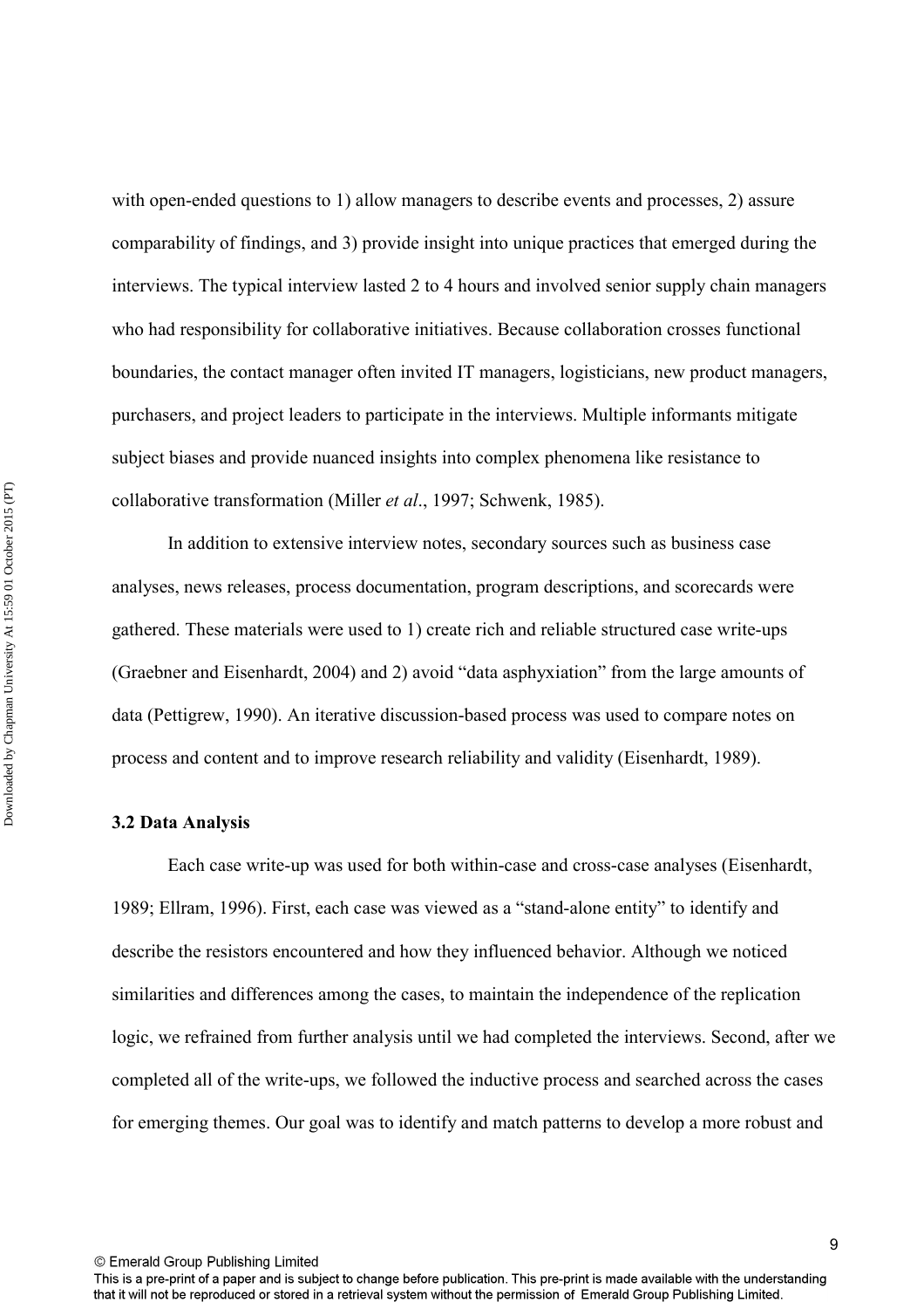with open-ended questions to 1) allow managers to describe events and processes, 2) assure comparability of findings, and 3) provide insight into unique practices that emerged during the interviews. The typical interview lasted 2 to 4 hours and involved senior supply chain managers who had responsibility for collaborative initiatives. Because collaboration crosses functional boundaries, the contact manager often invited IT managers, logisticians, new product managers, purchasers, and project leaders to participate in the interviews. Multiple informants mitigate subject biases and provide nuanced insights into complex phenomena like resistance to collaborative transformation (Miller *et al*., 1997; Schwenk, 1985).

In addition to extensive interview notes, secondary sources such as business case analyses, news releases, process documentation, program descriptions, and scorecards were gathered. These materials were used to 1) create rich and reliable structured case write-ups (Graebner and Eisenhardt, 2004) and 2) avoid "data asphyxiation" from the large amounts of data (Pettigrew, 1990). An iterative discussion-based process was used to compare notes on process and content and to improve research reliability and validity (Eisenhardt, 1989).

### 3.2 Data Analysis

Each case write-up was used for both within-case and cross-case analyses (Eisenhardt, 1989; Ellram, 1996). First, each case was viewed as a "stand-alone entity" to identify and describe the resistors encountered and how they influenced behavior. Although we noticed similarities and differences among the cases, to maintain the independence of the replication logic, we refrained from further analysis until we had completed the interviews. Second, after we completed all of the write-ups, we followed the inductive process and searched across the cases for emerging themes. Our goal was to identify and match patterns to develop a more robust and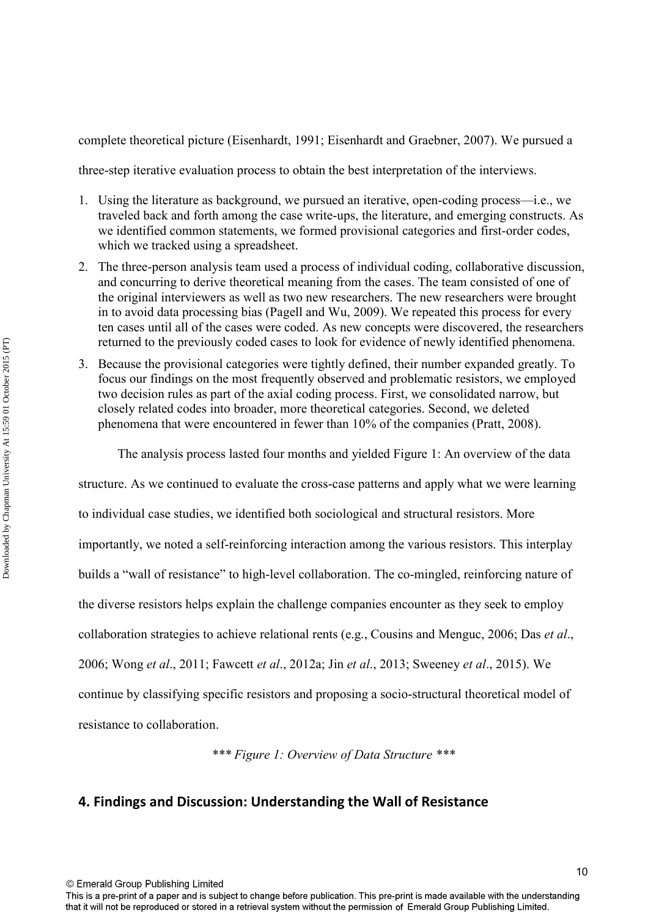complete theoretical picture (Eisenhardt, 1991; Eisenhardt and Graebner, 2007). We pursued a three-step iterative evaluation process to obtain the best interpretation of the interviews.

1. Using the literature as background, we pursued an iterative, open-coding process—i.e., we traveled back and forth among the case write-ups, the literature, and emerging constructs. As we identified common statements, we formed provisional categories and first-order codes, which we tracked using a spreadsheet.
2. The three-person analysis team used a process of individual coding, collaborative discussion, and concurring to derive theoretical meaning from the cases. The team consisted of one of the original interviewers as well as two new researchers. The new researchers were brought in to avoid data processing bias (Pagell and Wu, 2009). We repeated this process for every ten cases until all of the cases were coded. As new concepts were discovered, the researchers returned to the previously coded cases to look for evidence of newly identified phenomena.
3. Because the provisional categories were tightly defined, their number expanded greatly. To focus our findings on the most frequently observed and problematic resistors, we employed two decision rules as part of the axial coding process. First, we consolidated narrow, but closely related codes into broader, more theoretical categories. Second, we deleted phenomena that were encountered in fewer than 10% of the companies (Pratt, 2008).

The analysis process lasted four months and yielded Figure 1: An overview of the data structure. As we continued to evaluate the cross-case patterns and apply what we were learning to individual case studies, we identified both sociological and structural resistors. More importantly, we noted a self-reinforcing interaction among the various resistors. This interplay builds a "wall of resistance" to high-level collaboration. The co-mingled, reinforcing nature of the diverse resistors helps explain the challenge companies encounter as they seek to employ collaboration strategies to achieve relational rents (e.g., Cousins and Menguc, 2006; Das *et al*., 2006; Wong *et al*., 2011; Fawcett *et al*., 2012a; Jin *et al*., 2013; Sweeney *et al*., 2015). We continue by classifying specific resistors and proposing a socio-structural theoretical model of resistance to collaboration.

*\*\*\* Figure 1: Overview of Data Structure \*\*\**

## 4. Findings and Discussion: Understanding the Wall of Resistance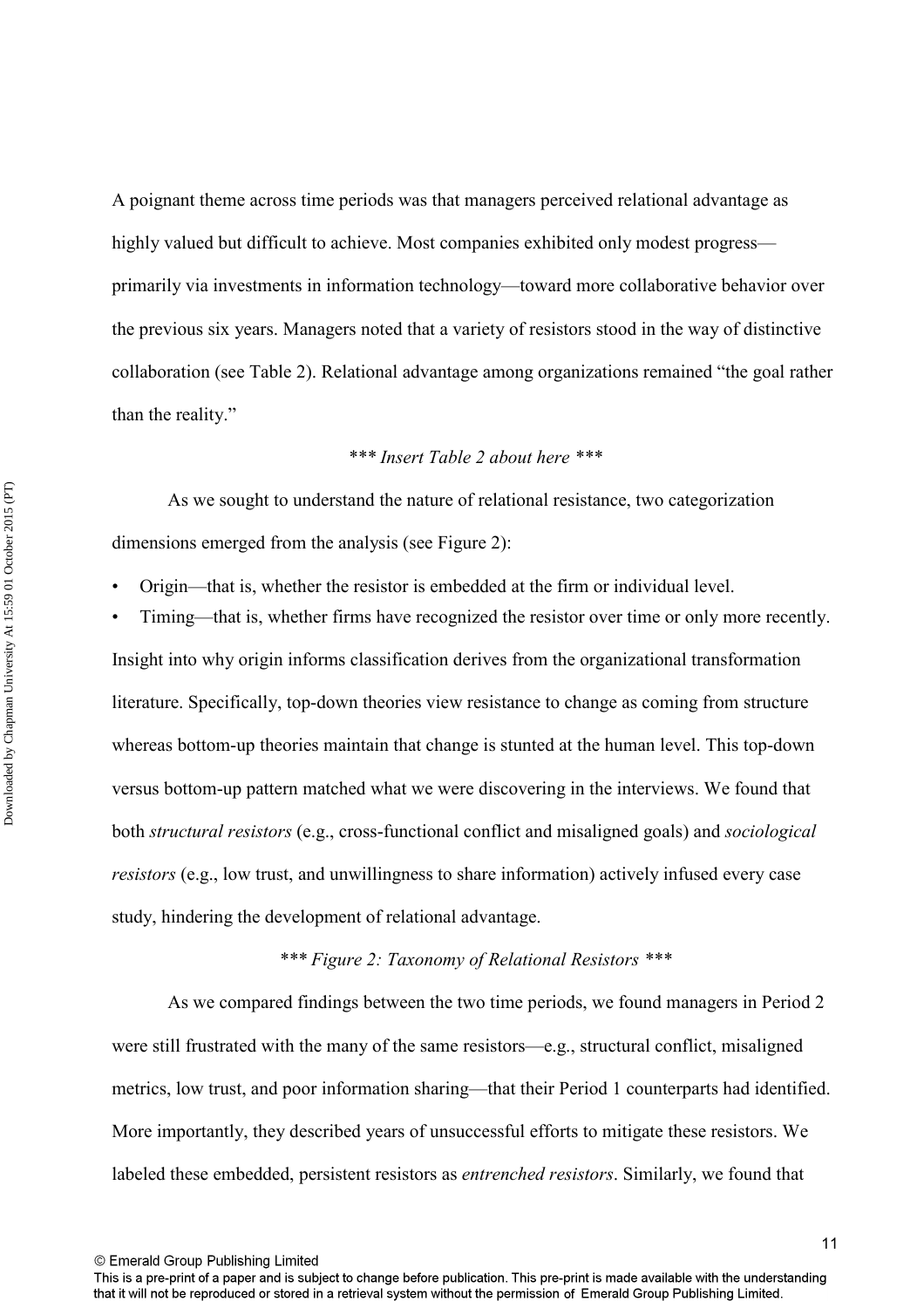A poignant theme across time periods was that managers perceived relational advantage as highly valued but difficult to achieve. Most companies exhibited only modest progress—primarily via investments in information technology—toward more collaborative behavior over the previous six years. Managers noted that a variety of resistors stood in the way of distinctive collaboration (see Table 2). Relational advantage among organizations remained "the goal rather than the reality."

*\*\*\* Insert Table 2 about here \*\*\**

As we sought to understand the nature of relational resistance, two categorization dimensions emerged from the analysis (see Figure 2):

- Origin—that is, whether the resistor is embedded at the firm or individual level.
- Timing—that is, whether firms have recognized the resistor over time or only more recently.

Insight into why origin informs classification derives from the organizational transformation literature. Specifically, top-down theories view resistance to change as coming from structure whereas bottom-up theories maintain that change is stunted at the human level. This top-down versus bottom-up pattern matched what we were discovering in the interviews. We found that both *structural resistors* (e.g., cross-functional conflict and misaligned goals) and *sociological resistors* (e.g., low trust, and unwillingness to share information) actively infused every case study, hindering the development of relational advantage.

*\*\*\* Figure 2: Taxonomy of Relational Resistors \*\*\**

As we compared findings between the two time periods, we found managers in Period 2 were still frustrated with the many of the same resistors—e.g., structural conflict, misaligned metrics, low trust, and poor information sharing—that their Period 1 counterparts had identified. More importantly, they described years of unsuccessful efforts to mitigate these resistors. We labeled these embedded, persistent resistors as *entrenched resistors*. Similarly, we found that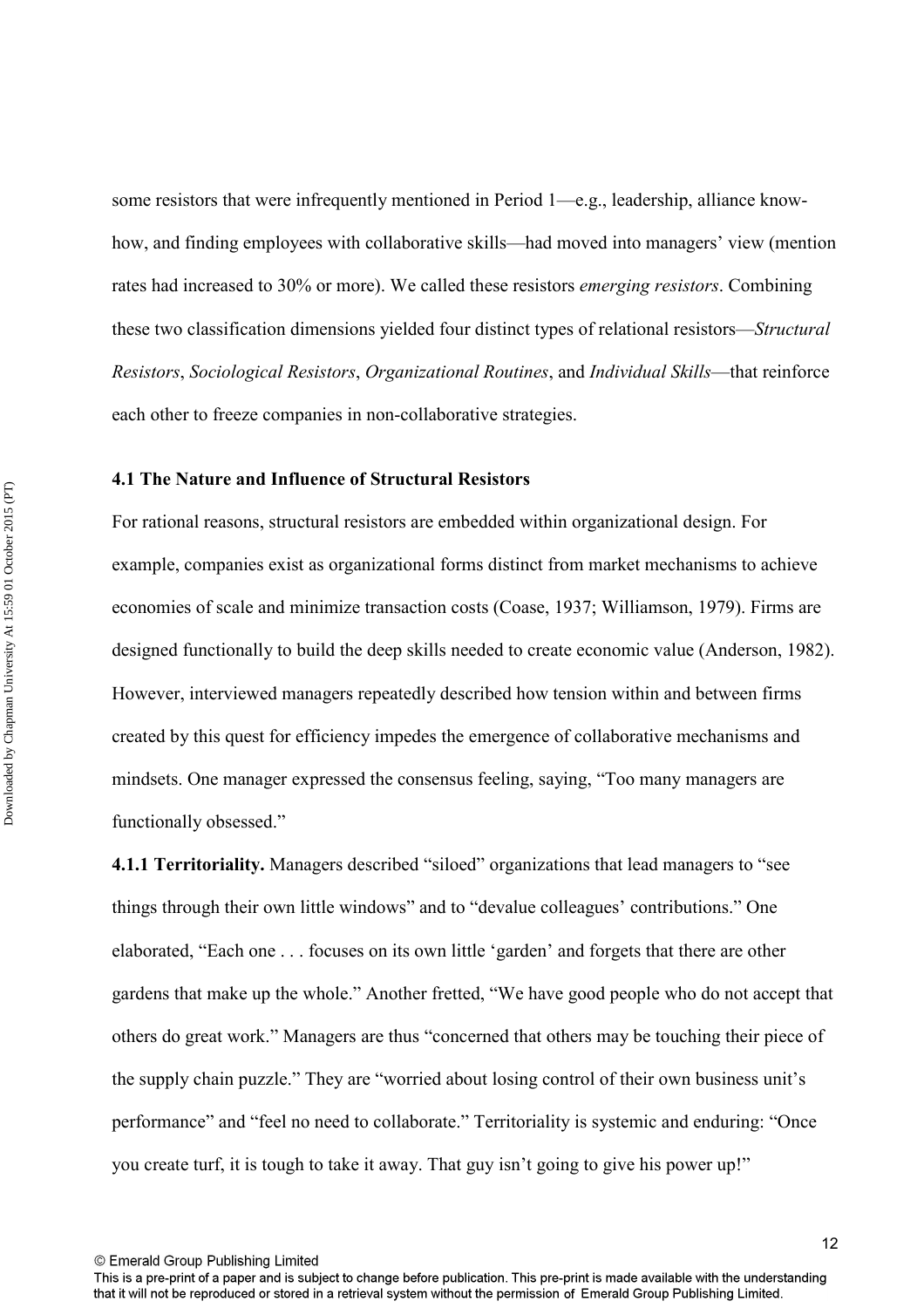some resistors that were infrequently mentioned in Period 1—e.g., leadership, alliance know-how, and finding employees with collaborative skills—had moved into managers' view (mention rates had increased to 30% or more). We called these resistors *emerging resistors*. Combining these two classification dimensions yielded four distinct types of relational resistors—*Structural Resistors*, *Sociological Resistors*, *Organizational Routines*, and *Individual Skills*—that reinforce each other to freeze companies in non-collaborative strategies.

### 4.1 The Nature and Influence of Structural Resistors

For rational reasons, structural resistors are embedded within organizational design. For example, companies exist as organizational forms distinct from market mechanisms to achieve economies of scale and minimize transaction costs (Coase, 1937; Williamson, 1979). Firms are designed functionally to build the deep skills needed to create economic value (Anderson, 1982). However, interviewed managers repeatedly described how tension within and between firms created by this quest for efficiency impedes the emergence of collaborative mechanisms and mindsets. One manager expressed the consensus feeling, saying, "Too many managers are functionally obsessed."

**4.1.1 Territoriality.** Managers described "siloed" organizations that lead managers to "see things through their own little windows" and to "devalue colleagues' contributions." One elaborated, "Each one . . . focuses on its own little 'garden' and forgets that there are other gardens that make up the whole." Another fretted, "We have good people who do not accept that others do great work." Managers are thus "concerned that others may be touching their piece of the supply chain puzzle." They are "worried about losing control of their own business unit's performance" and "feel no need to collaborate." Territoriality is systemic and enduring: "Once you create turf, it is tough to take it away. That guy isn't going to give his power up!"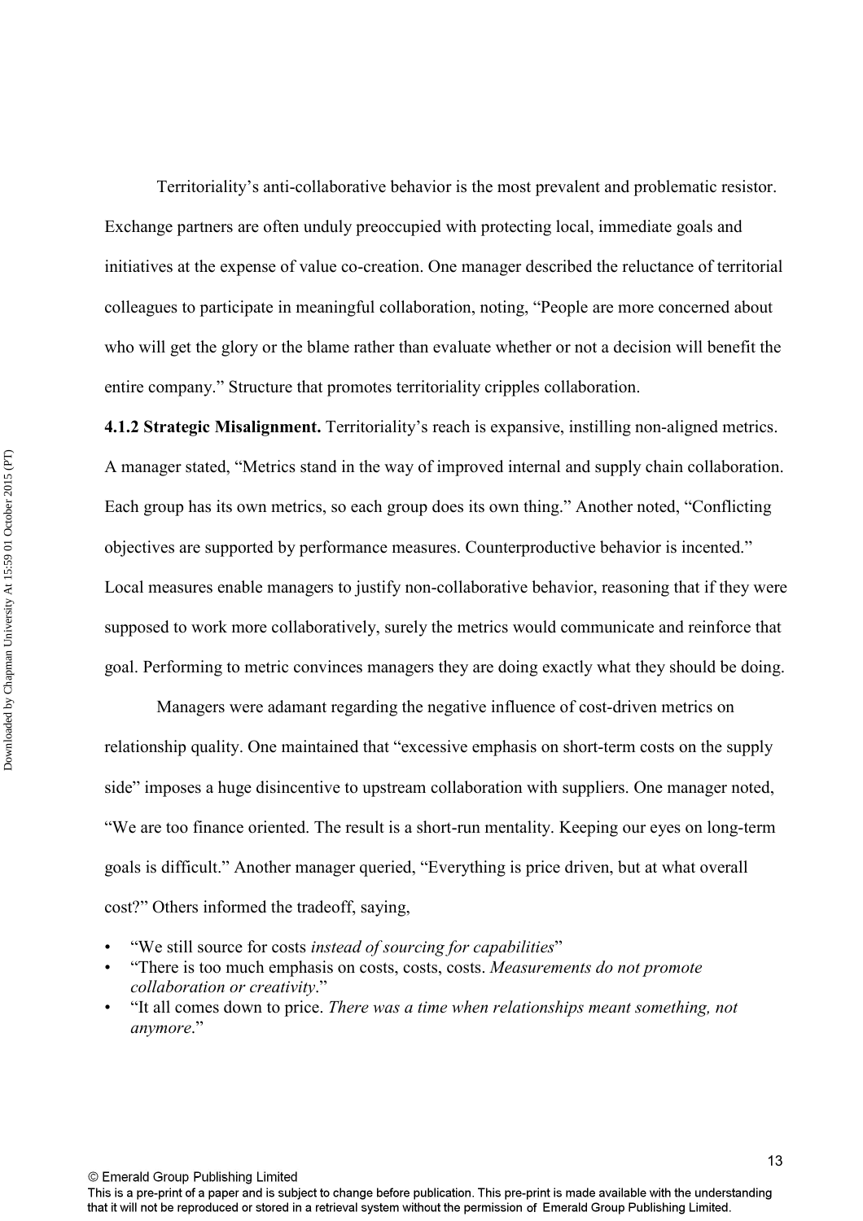Territoriality's anti-collaborative behavior is the most prevalent and problematic resistor. Exchange partners are often unduly preoccupied with protecting local, immediate goals and initiatives at the expense of value co-creation. One manager described the reluctance of territorial colleagues to participate in meaningful collaboration, noting, "People are more concerned about who will get the glory or the blame rather than evaluate whether or not a decision will benefit the entire company." Structure that promotes territoriality cripples collaboration.

**4.1.2 Strategic Misalignment.** Territoriality's reach is expansive, instilling non-aligned metrics. A manager stated, "Metrics stand in the way of improved internal and supply chain collaboration. Each group has its own metrics, so each group does its own thing." Another noted, "Conflicting objectives are supported by performance measures. Counterproductive behavior is incented." Local measures enable managers to justify non-collaborative behavior, reasoning that if they were supposed to work more collaboratively, surely the metrics would communicate and reinforce that goal. Performing to metric convinces managers they are doing exactly what they should be doing.

Managers were adamant regarding the negative influence of cost-driven metrics on relationship quality. One maintained that "excessive emphasis on short-term costs on the supply side" imposes a huge disincentive to upstream collaboration with suppliers. One manager noted, "We are too finance oriented. The result is a short-run mentality. Keeping our eyes on long-term goals is difficult." Another manager queried, "Everything is price driven, but at what overall cost?" Others informed the tradeoff, saying,

- "We still source for costs *instead of sourcing for capabilities*"
- "There is too much emphasis on costs, costs, costs. *Measurements do not promote collaboration or creativity*."
- "It all comes down to price. *There was a time when relationships meant something, not anymore*."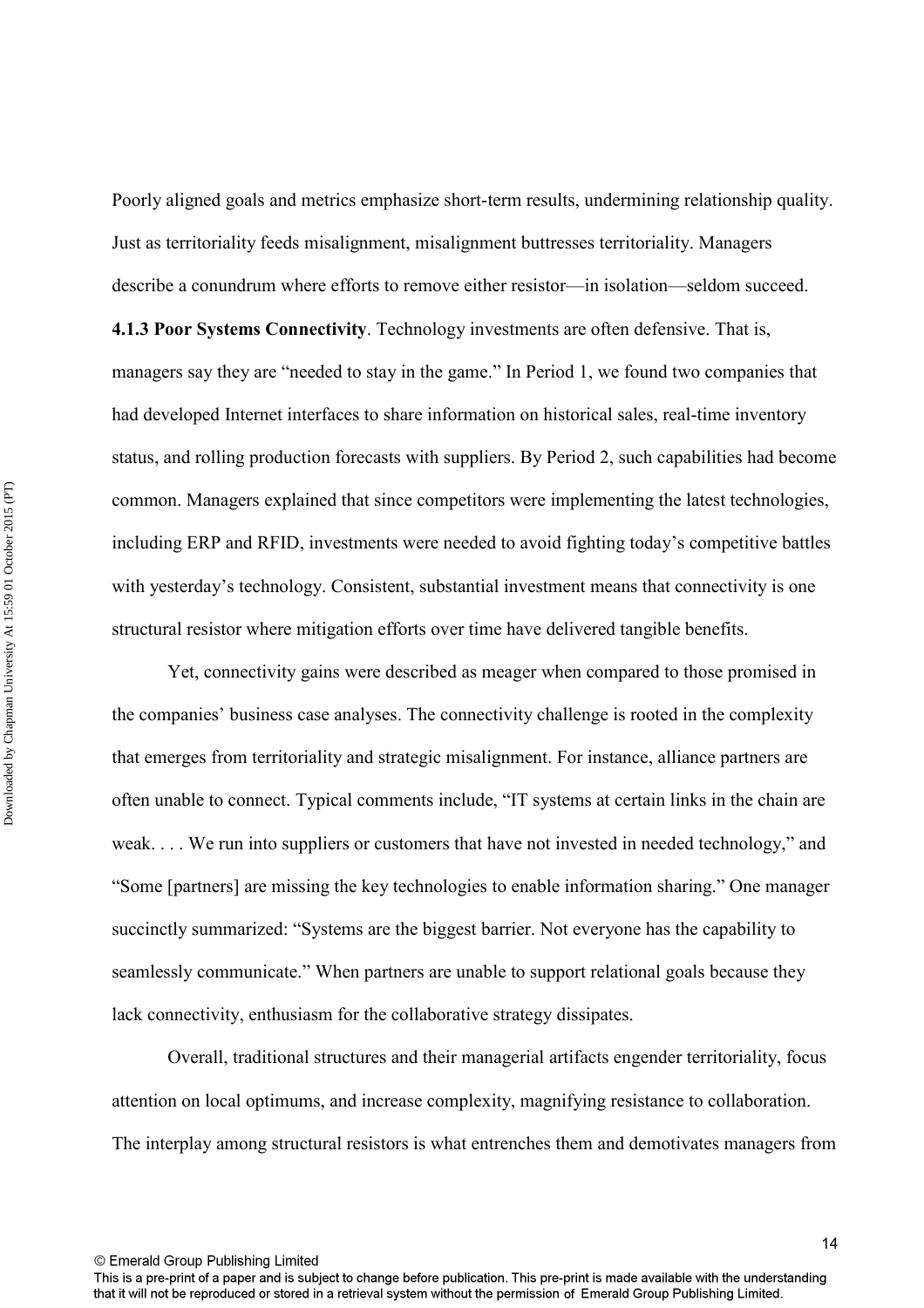Poorly aligned goals and metrics emphasize short-term results, undermining relationship quality. Just as territoriality feeds misalignment, misalignment buttresses territoriality. Managers describe a conundrum where efforts to remove either resistor—in isolation—seldom succeed.

**4.1.3 Poor Systems Connectivity**. Technology investments are often defensive. That is, managers say they are "needed to stay in the game." In Period 1, we found two companies that had developed Internet interfaces to share information on historical sales, real-time inventory status, and rolling production forecasts with suppliers. By Period 2, such capabilities had become common. Managers explained that since competitors were implementing the latest technologies, including ERP and RFID, investments were needed to avoid fighting today's competitive battles with yesterday's technology. Consistent, substantial investment means that connectivity is one structural resistor where mitigation efforts over time have delivered tangible benefits.

Yet, connectivity gains were described as meager when compared to those promised in the companies' business case analyses. The connectivity challenge is rooted in the complexity that emerges from territoriality and strategic misalignment. For instance, alliance partners are often unable to connect. Typical comments include, "IT systems at certain links in the chain are weak. . . . We run into suppliers or customers that have not invested in needed technology," and "Some [partners] are missing the key technologies to enable information sharing." One manager succinctly summarized: "Systems are the biggest barrier. Not everyone has the capability to seamlessly communicate." When partners are unable to support relational goals because they lack connectivity, enthusiasm for the collaborative strategy dissipates.

Overall, traditional structures and their managerial artifacts engender territoriality, focus attention on local optimums, and increase complexity, magnifying resistance to collaboration. The interplay among structural resistors is what entrenches them and demotivates managers from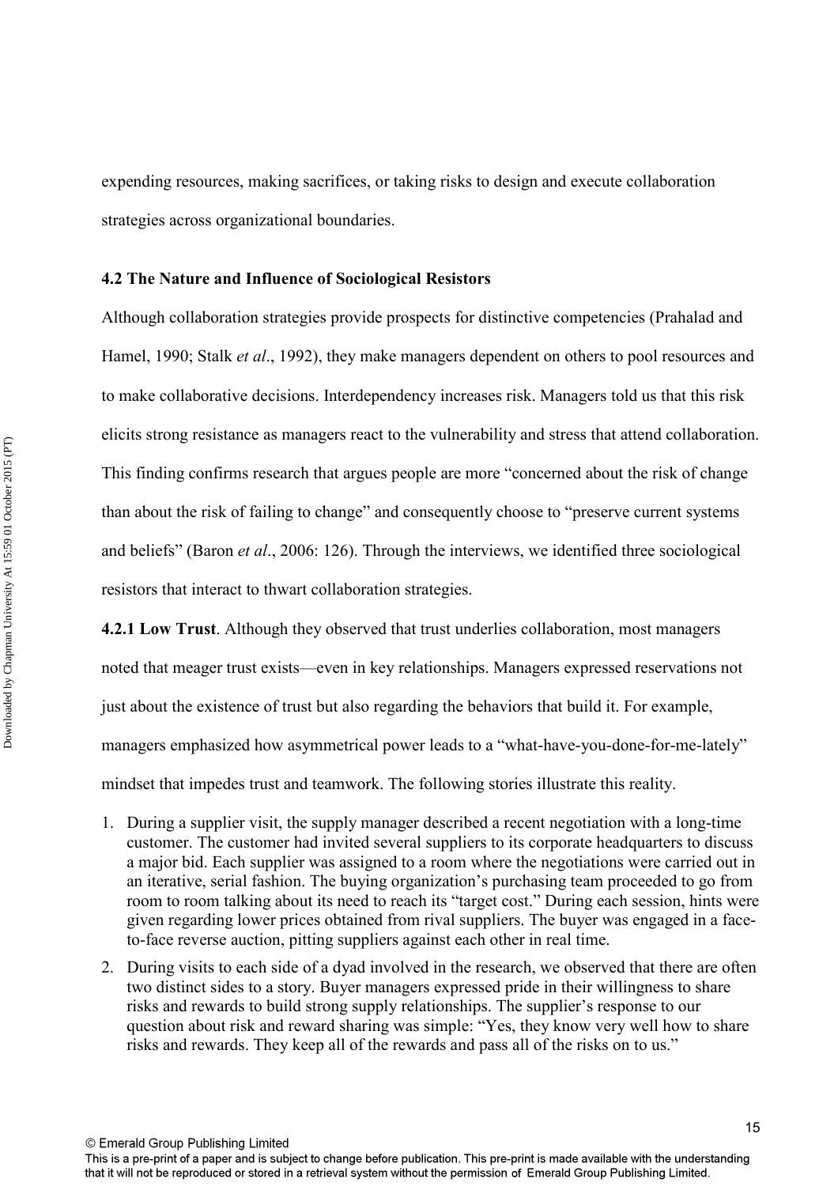expending resources, making sacrifices, or taking risks to design and execute collaboration strategies across organizational boundaries.

### 4.2 The Nature and Influence of Sociological Resistors

Although collaboration strategies provide prospects for distinctive competencies (Prahalad and Hamel, 1990; Stalk *et al*., 1992), they make managers dependent on others to pool resources and to make collaborative decisions. Interdependency increases risk. Managers told us that this risk elicits strong resistance as managers react to the vulnerability and stress that attend collaboration. This finding confirms research that argues people are more "concerned about the risk of change than about the risk of failing to change" and consequently choose to "preserve current systems and beliefs" (Baron *et al*., 2006: 126). Through the interviews, we identified three sociological resistors that interact to thwart collaboration strategies.

**4.2.1 Low Trust**. Although they observed that trust underlies collaboration, most managers noted that meager trust exists—even in key relationships. Managers expressed reservations not just about the existence of trust but also regarding the behaviors that build it. For example, managers emphasized how asymmetrical power leads to a "what-have-you-done-for-me-lately" mindset that impedes trust and teamwork. The following stories illustrate this reality.

1. During a supplier visit, the supply manager described a recent negotiation with a long-time customer. The customer had invited several suppliers to its corporate headquarters to discuss a major bid. Each supplier was assigned to a room where the negotiations were carried out in an iterative, serial fashion. The buying organization's purchasing team proceeded to go from room to room talking about its need to reach its "target cost." During each session, hints were given regarding lower prices obtained from rival suppliers. The buyer was engaged in a face-to-face reverse auction, pitting suppliers against each other in real time.
2. During visits to each side of a dyad involved in the research, we observed that there are often two distinct sides to a story. Buyer managers expressed pride in their willingness to share risks and rewards to build strong supply relationships. The supplier's response to our question about risk and reward sharing was simple: "Yes, they know very well how to share risks and rewards. They keep all of the rewards and pass all of the risks on to us."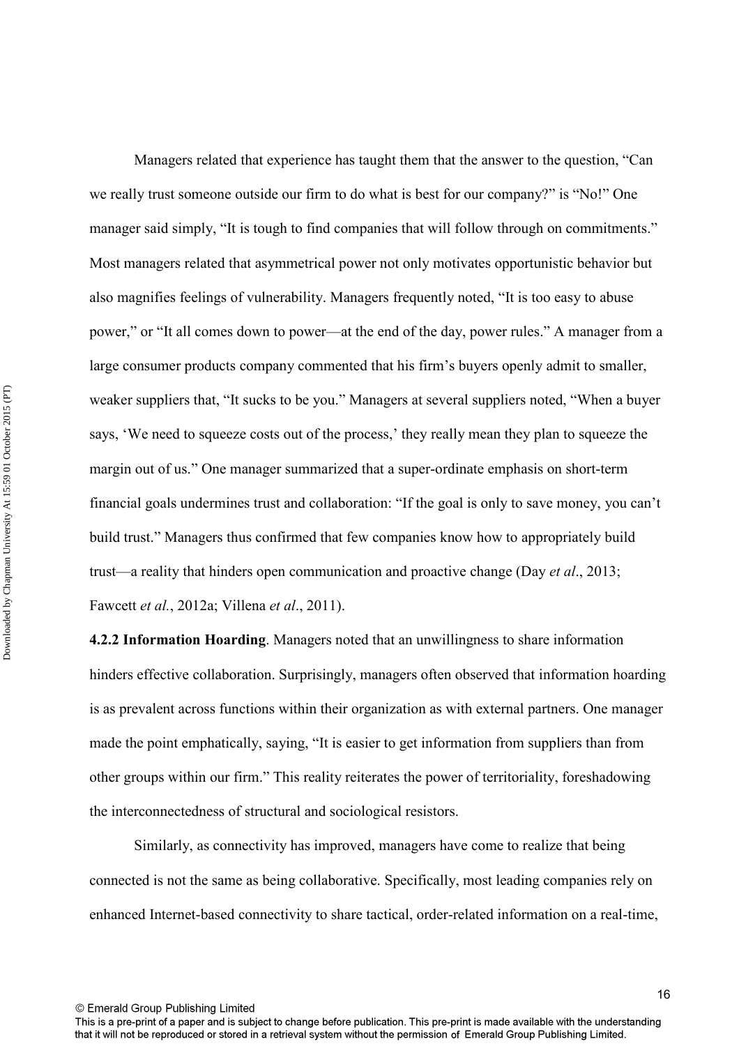Managers related that experience has taught them that the answer to the question, "Can we really trust someone outside our firm to do what is best for our company?" is "No!" One manager said simply, "It is tough to find companies that will follow through on commitments." Most managers related that asymmetrical power not only motivates opportunistic behavior but also magnifies feelings of vulnerability. Managers frequently noted, "It is too easy to abuse power," or "It all comes down to power—at the end of the day, power rules." A manager from a large consumer products company commented that his firm's buyers openly admit to smaller, weaker suppliers that, "It sucks to be you." Managers at several suppliers noted, "When a buyer says, 'We need to squeeze costs out of the process,' they really mean they plan to squeeze the margin out of us." One manager summarized that a super-ordinate emphasis on short-term financial goals undermines trust and collaboration: "If the goal is only to save money, you can't build trust." Managers thus confirmed that few companies know how to appropriately build trust—a reality that hinders open communication and proactive change (Day *et al*., 2013; Fawcett *et al*., 2012a; Villena *et al*., 2011).

**4.2.2 Information Hoarding**. Managers noted that an unwillingness to share information hinders effective collaboration. Surprisingly, managers often observed that information hoarding is as prevalent across functions within their organization as with external partners. One manager made the point emphatically, saying, "It is easier to get information from suppliers than from other groups within our firm." This reality reiterates the power of territoriality, foreshadowing the interconnectedness of structural and sociological resistors.

Similarly, as connectivity has improved, managers have come to realize that being connected is not the same as being collaborative. Specifically, most leading companies rely on enhanced Internet-based connectivity to share tactical, order-related information on a real-time,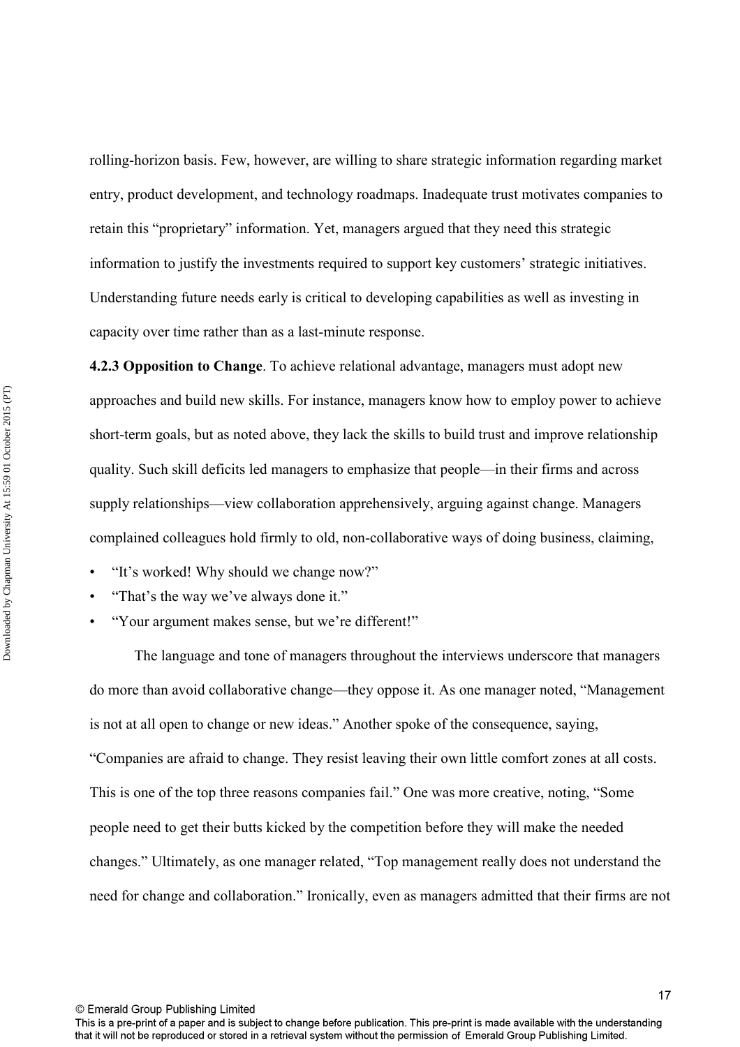rolling-horizon basis. Few, however, are willing to share strategic information regarding market entry, product development, and technology roadmaps. Inadequate trust motivates companies to retain this "proprietary" information. Yet, managers argued that they need this strategic information to justify the investments required to support key customers' strategic initiatives. Understanding future needs early is critical to developing capabilities as well as investing in capacity over time rather than as a last-minute response.

**4.2.3 Opposition to Change**. To achieve relational advantage, managers must adopt new approaches and build new skills. For instance, managers know how to employ power to achieve short-term goals, but as noted above, they lack the skills to build trust and improve relationship quality. Such skill deficits led managers to emphasize that people—in their firms and across supply relationships—view collaboration apprehensively, arguing against change. Managers complained colleagues hold firmly to old, non-collaborative ways of doing business, claiming,

- "It's worked! Why should we change now?"
- "That's the way we've always done it."
- "Your argument makes sense, but we're different!"

The language and tone of managers throughout the interviews underscore that managers do more than avoid collaborative change—they oppose it. As one manager noted, "Management is not at all open to change or new ideas." Another spoke of the consequence, saying, "Companies are afraid to change. They resist leaving their own little comfort zones at all costs. This is one of the top three reasons companies fail." One was more creative, noting, "Some people need to get their butts kicked by the competition before they will make the needed changes." Ultimately, as one manager related, "Top management really does not understand the need for change and collaboration." Ironically, even as managers admitted that their firms are not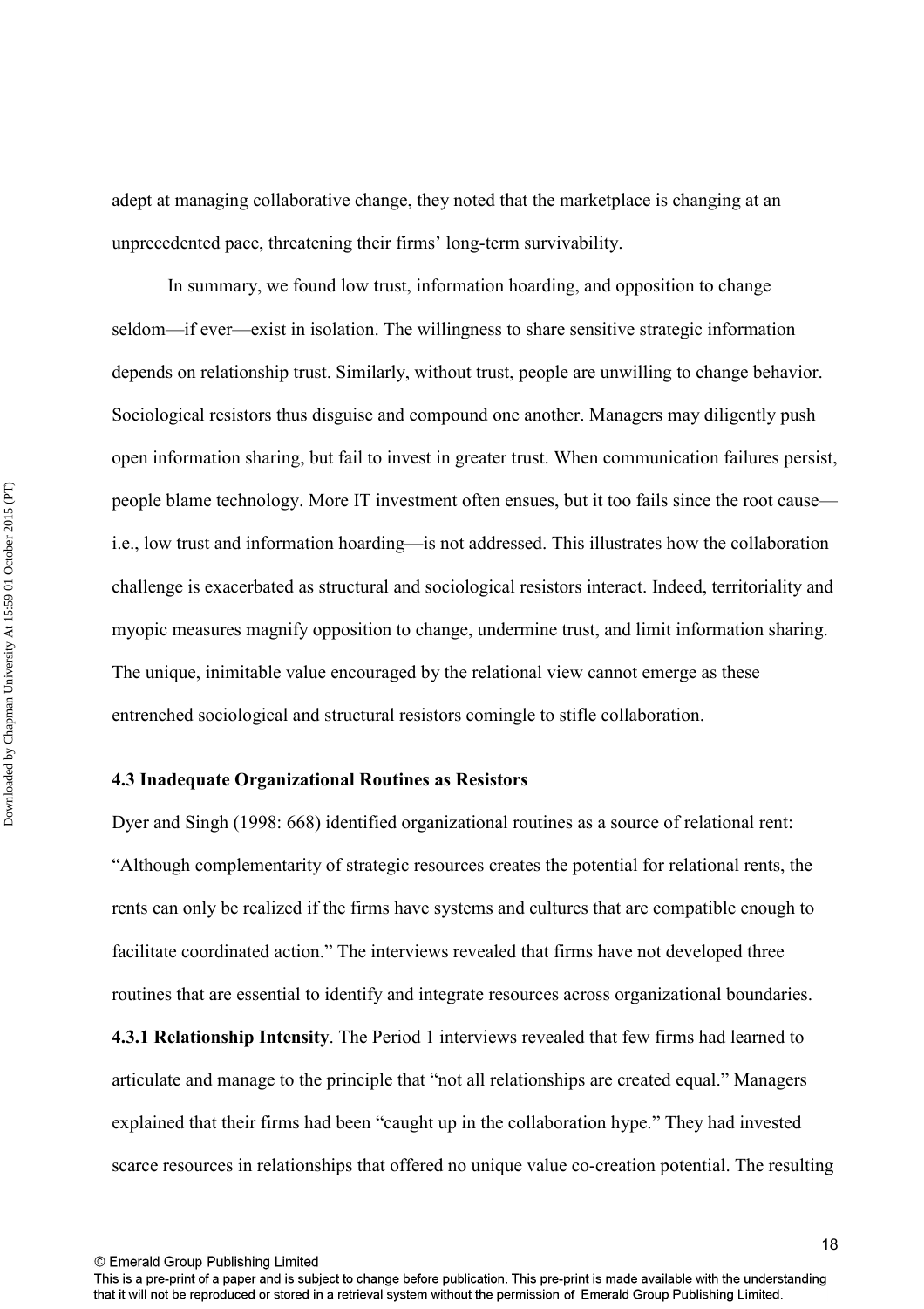adept at managing collaborative change, they noted that the marketplace is changing at an unprecedented pace, threatening their firms' long-term survivability.

In summary, we found low trust, information hoarding, and opposition to change seldom—if ever—exist in isolation. The willingness to share sensitive strategic information depends on relationship trust. Similarly, without trust, people are unwilling to change behavior. Sociological resistors thus disguise and compound one another. Managers may diligently push open information sharing, but fail to invest in greater trust. When communication failures persist, people blame technology. More IT investment often ensues, but it too fails since the root cause—i.e., low trust and information hoarding—is not addressed. This illustrates how the collaboration challenge is exacerbated as structural and sociological resistors interact. Indeed, territoriality and myopic measures magnify opposition to change, undermine trust, and limit information sharing. The unique, inimitable value encouraged by the relational view cannot emerge as these entrenched sociological and structural resistors comingle to stifle collaboration.

### 4.3 Inadequate Organizational Routines as Resistors

Dyer and Singh (1998: 668) identified organizational routines as a source of relational rent: "Although complementarity of strategic resources creates the potential for relational rents, the rents can only be realized if the firms have systems and cultures that are compatible enough to facilitate coordinated action." The interviews revealed that firms have not developed three routines that are essential to identify and integrate resources across organizational boundaries.

**4.3.1 Relationship Intensity**. The Period 1 interviews revealed that few firms had learned to articulate and manage to the principle that "not all relationships are created equal." Managers explained that their firms had been "caught up in the collaboration hype." They had invested scarce resources in relationships that offered no unique value co-creation potential. The resulting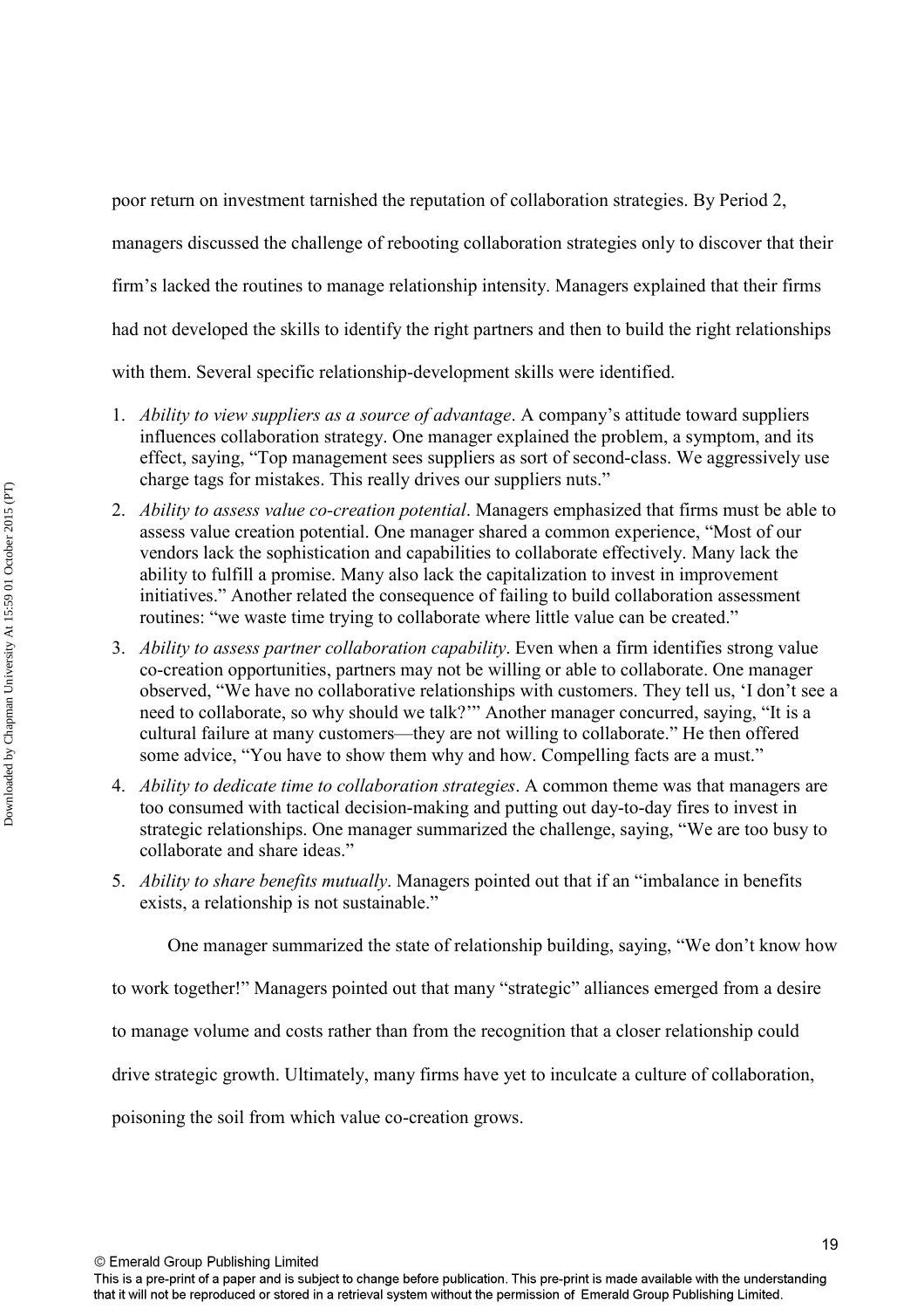poor return on investment tarnished the reputation of collaboration strategies. By Period 2, managers discussed the challenge of rebooting collaboration strategies only to discover that their firm's lacked the routines to manage relationship intensity. Managers explained that their firms had not developed the skills to identify the right partners and then to build the right relationships with them. Several specific relationship-development skills were identified.

1. *Ability to view suppliers as a source of advantage*. A company's attitude toward suppliers influences collaboration strategy. One manager explained the problem, a symptom, and its effect, saying, "Top management sees suppliers as sort of second-class. We aggressively use charge tags for mistakes. This really drives our suppliers nuts."
2. *Ability to assess value co-creation potential*. Managers emphasized that firms must be able to assess value creation potential. One manager shared a common experience, "Most of our vendors lack the sophistication and capabilities to collaborate effectively. Many lack the ability to fulfill a promise. Many also lack the capitalization to invest in improvement initiatives." Another related the consequence of failing to build collaboration assessment routines: "we waste time trying to collaborate where little value can be created."
3. *Ability to assess partner collaboration capability*. Even when a firm identifies strong value co-creation opportunities, partners may not be willing or able to collaborate. One manager observed, "We have no collaborative relationships with customers. They tell us, 'I don't see a need to collaborate, so why should we talk?'" Another manager concurred, saying, "It is a cultural failure at many customers—they are not willing to collaborate." He then offered some advice, "You have to show them why and how. Compelling facts are a must."
4. *Ability to dedicate time to collaboration strategies*. A common theme was that managers are too consumed with tactical decision-making and putting out day-to-day fires to invest in strategic relationships. One manager summarized the challenge, saying, "We are too busy to collaborate and share ideas."
5. *Ability to share benefits mutually*. Managers pointed out that if an "imbalance in benefits exists, a relationship is not sustainable."

One manager summarized the state of relationship building, saying, "We don't know how to work together!" Managers pointed out that many "strategic" alliances emerged from a desire to manage volume and costs rather than from the recognition that a closer relationship could drive strategic growth. Ultimately, many firms have yet to inculcate a culture of collaboration, poisoning the soil from which value co-creation grows.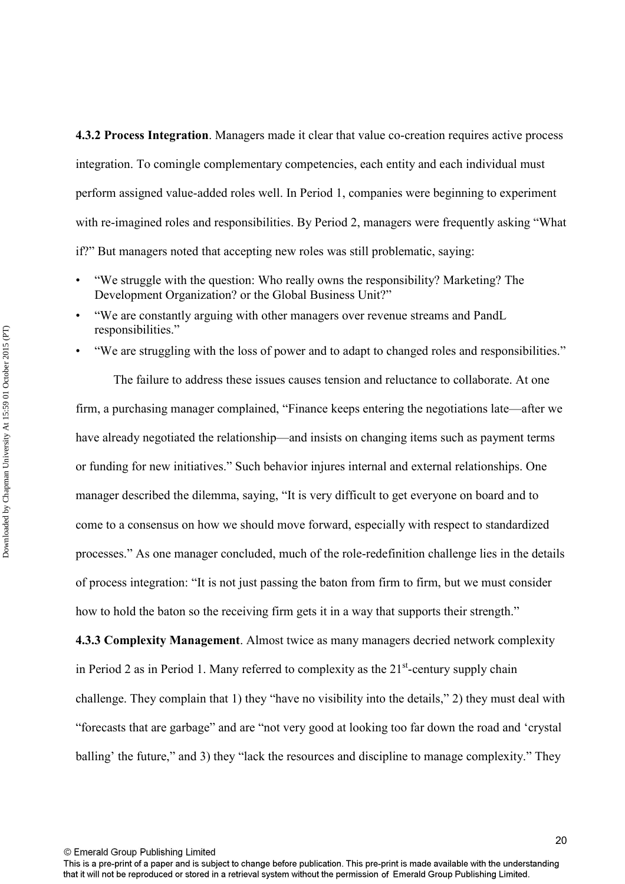**4.3.2 Process Integration**. Managers made it clear that value co-creation requires active process integration. To comingle complementary competencies, each entity and each individual must perform assigned value-added roles well. In Period 1, companies were beginning to experiment with re-imagined roles and responsibilities. By Period 2, managers were frequently asking "What if?" But managers noted that accepting new roles was still problematic, saying:

- "We struggle with the question: Who really owns the responsibility? Marketing? The Development Organization? or the Global Business Unit?"
- "We are constantly arguing with other managers over revenue streams and PandL responsibilities."
- "We are struggling with the loss of power and to adapt to changed roles and responsibilities."

The failure to address these issues causes tension and reluctance to collaborate. At one firm, a purchasing manager complained, "Finance keeps entering the negotiations late—after we have already negotiated the relationship—and insists on changing items such as payment terms or funding for new initiatives." Such behavior injures internal and external relationships. One manager described the dilemma, saying, "It is very difficult to get everyone on board and to come to a consensus on how we should move forward, especially with respect to standardized processes." As one manager concluded, much of the role-redefinition challenge lies in the details of process integration: "It is not just passing the baton from firm to firm, but we must consider how to hold the baton so the receiving firm gets it in a way that supports their strength."

**4.3.3 Complexity Management**. Almost twice as many managers decried network complexity in Period 2 as in Period 1. Many referred to complexity as the 21st-century supply chain challenge. They complain that 1) they "have no visibility into the details," 2) they must deal with "forecasts that are garbage" and are "not very good at looking too far down the road and 'crystal balling' the future," and 3) they "lack the resources and discipline to manage complexity." They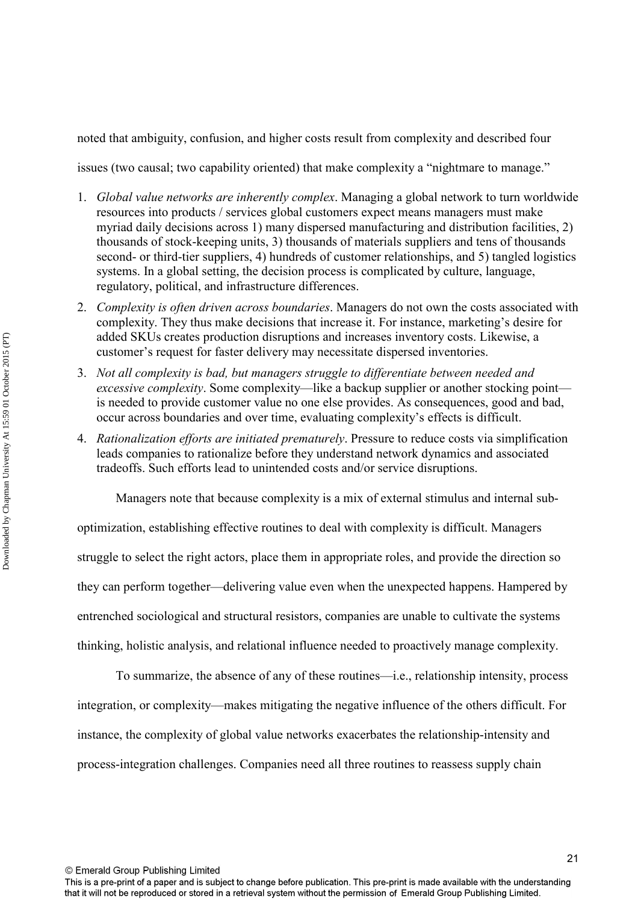noted that ambiguity, confusion, and higher costs result from complexity and described four issues (two causal; two capability oriented) that make complexity a "nightmare to manage."

1. *Global value networks are inherently complex*. Managing a global network to turn worldwide resources into products / services global customers expect means managers must make myriad daily decisions across 1) many dispersed manufacturing and distribution facilities, 2) thousands of stock-keeping units, 3) thousands of materials suppliers and tens of thousands second- or third-tier suppliers, 4) hundreds of customer relationships, and 5) tangled logistics systems. In a global setting, the decision process is complicated by culture, language, regulatory, political, and infrastructure differences.
2. *Complexity is often driven across boundaries*. Managers do not own the costs associated with complexity. They thus make decisions that increase it. For instance, marketing's desire for added SKUs creates production disruptions and increases inventory costs. Likewise, a customer's request for faster delivery may necessitate dispersed inventories.
3. *Not all complexity is bad, but managers struggle to differentiate between needed and excessive complexity*. Some complexity—like a backup supplier or another stocking point—is needed to provide customer value no one else provides. As consequences, good and bad, occur across boundaries and over time, evaluating complexity's effects is difficult.
4. *Rationalization efforts are initiated prematurely*. Pressure to reduce costs via simplification leads companies to rationalize before they understand network dynamics and associated tradeoffs. Such efforts lead to unintended costs and/or service disruptions.

Managers note that because complexity is a mix of external stimulus and internal sub-optimization, establishing effective routines to deal with complexity is difficult. Managers struggle to select the right actors, place them in appropriate roles, and provide the direction so they can perform together—delivering value even when the unexpected happens. Hampered by entrenched sociological and structural resistors, companies are unable to cultivate the systems thinking, holistic analysis, and relational influence needed to proactively manage complexity.

To summarize, the absence of any of these routines—i.e., relationship intensity, process integration, or complexity—makes mitigating the negative influence of the others difficult. For instance, the complexity of global value networks exacerbates the relationship-intensity and process-integration challenges. Companies need all three routines to reassess supply chain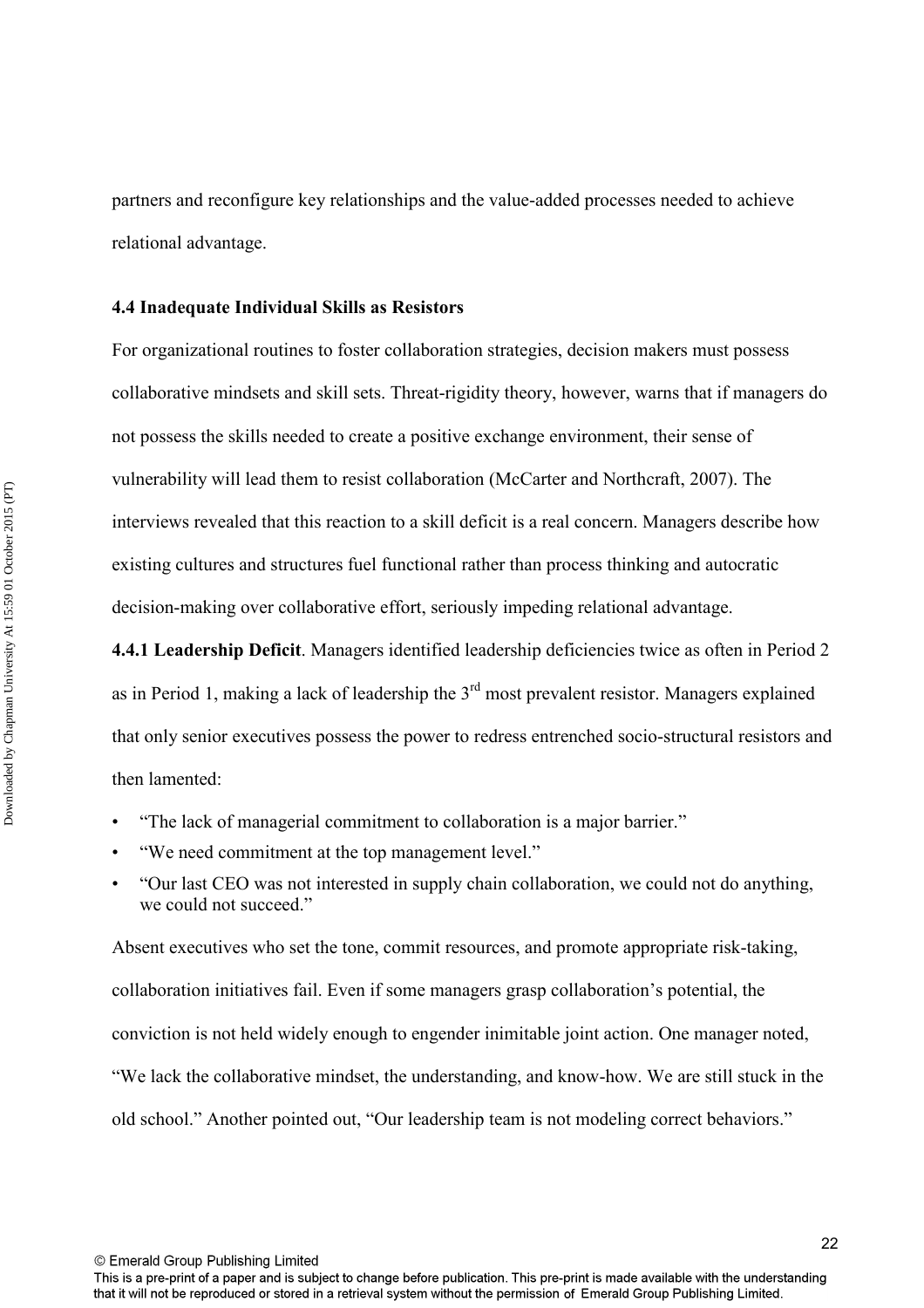partners and reconfigure key relationships and the value-added processes needed to achieve relational advantage.

### 4.4 Inadequate Individual Skills as Resistors

For organizational routines to foster collaboration strategies, decision makers must possess collaborative mindsets and skill sets. Threat-rigidity theory, however, warns that if managers do not possess the skills needed to create a positive exchange environment, their sense of vulnerability will lead them to resist collaboration (McCarter and Northcraft, 2007). The interviews revealed that this reaction to a skill deficit is a real concern. Managers describe how existing cultures and structures fuel functional rather than process thinking and autocratic decision-making over collaborative effort, seriously impeding relational advantage.

**4.4.1 Leadership Deficit**. Managers identified leadership deficiencies twice as often in Period 2 as in Period 1, making a lack of leadership the 3rd most prevalent resistor. Managers explained that only senior executives possess the power to redress entrenched socio-structural resistors and then lamented:

- "The lack of managerial commitment to collaboration is a major barrier."
- "We need commitment at the top management level."
- "Our last CEO was not interested in supply chain collaboration, we could not do anything, we could not succeed."

Absent executives who set the tone, commit resources, and promote appropriate risk-taking, collaboration initiatives fail. Even if some managers grasp collaboration's potential, the conviction is not held widely enough to engender inimitable joint action. One manager noted, "We lack the collaborative mindset, the understanding, and know-how. We are still stuck in the old school." Another pointed out, "Our leadership team is not modeling correct behaviors."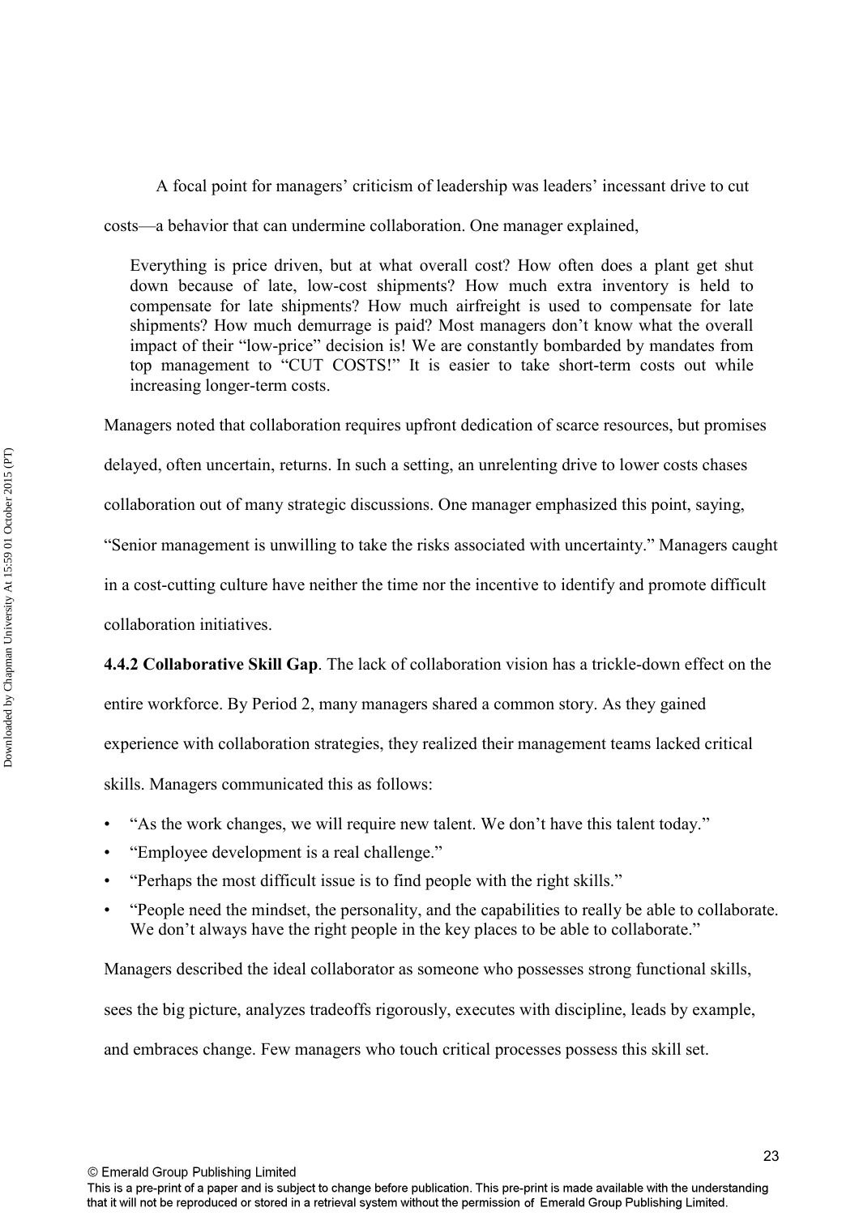A focal point for managers' criticism of leadership was leaders' incessant drive to cut costs—a behavior that can undermine collaboration. One manager explained,

> Everything is price driven, but at what overall cost? How often does a plant get shut down because of late, low-cost shipments? How much extra inventory is held to compensate for late shipments? How much airfreight is used to compensate for late shipments? How much demurrage is paid? Most managers don't know what the overall impact of their "low-price" decision is! We are constantly bombarded by mandates from top management to "CUT COSTS!" It is easier to take short-term costs out while increasing longer-term costs.

Managers noted that collaboration requires upfront dedication of scarce resources, but promises delayed, often uncertain, returns. In such a setting, an unrelenting drive to lower costs chases collaboration out of many strategic discussions. One manager emphasized this point, saying, "Senior management is unwilling to take the risks associated with uncertainty." Managers caught in a cost-cutting culture have neither the time nor the incentive to identify and promote difficult collaboration initiatives.

**4.4.2 Collaborative Skill Gap**. The lack of collaboration vision has a trickle-down effect on the entire workforce. By Period 2, many managers shared a common story. As they gained experience with collaboration strategies, they realized their management teams lacked critical skills. Managers communicated this as follows:

- "As the work changes, we will require new talent. We don't have this talent today."
- "Employee development is a real challenge."
- "Perhaps the most difficult issue is to find people with the right skills."
- "People need the mindset, the personality, and the capabilities to really be able to collaborate. We don't always have the right people in the key places to be able to collaborate."

Managers described the ideal collaborator as someone who possesses strong functional skills, sees the big picture, analyzes tradeoffs rigorously, executes with discipline, leads by example, and embraces change. Few managers who touch critical processes possess this skill set.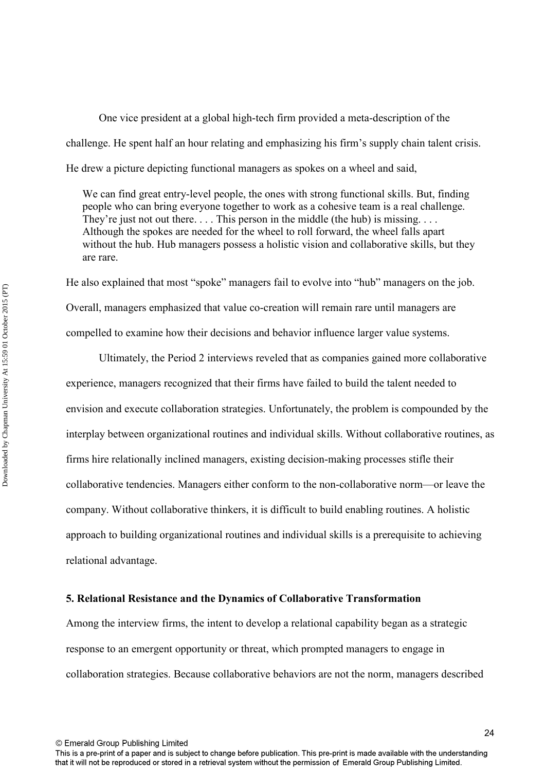One vice president at a global high-tech firm provided a meta-description of the challenge. He spent half an hour relating and emphasizing his firm's supply chain talent crisis. He drew a picture depicting functional managers as spokes on a wheel and said,

> We can find great entry-level people, the ones with strong functional skills. But, finding people who can bring everyone together to work as a cohesive team is a real challenge. They're just not out there. . . . This person in the middle (the hub) is missing. . . . Although the spokes are needed for the wheel to roll forward, the wheel falls apart without the hub. Hub managers possess a holistic vision and collaborative skills, but they are rare.

He also explained that most "spoke" managers fail to evolve into "hub" managers on the job. Overall, managers emphasized that value co-creation will remain rare until managers are compelled to examine how their decisions and behavior influence larger value systems.

Ultimately, the Period 2 interviews reveled that as companies gained more collaborative experience, managers recognized that their firms have failed to build the talent needed to envision and execute collaboration strategies. Unfortunately, the problem is compounded by the interplay between organizational routines and individual skills. Without collaborative routines, as firms hire relationally inclined managers, existing decision-making processes stifle their collaborative tendencies. Managers either conform to the non-collaborative norm—or leave the company. Without collaborative thinkers, it is difficult to build enabling routines. A holistic approach to building organizational routines and individual skills is a prerequisite to achieving relational advantage.

## 5. Relational Resistance and the Dynamics of Collaborative Transformation

Among the interview firms, the intent to develop a relational capability began as a strategic response to an emergent opportunity or threat, which prompted managers to engage in collaboration strategies. Because collaborative behaviors are not the norm, managers described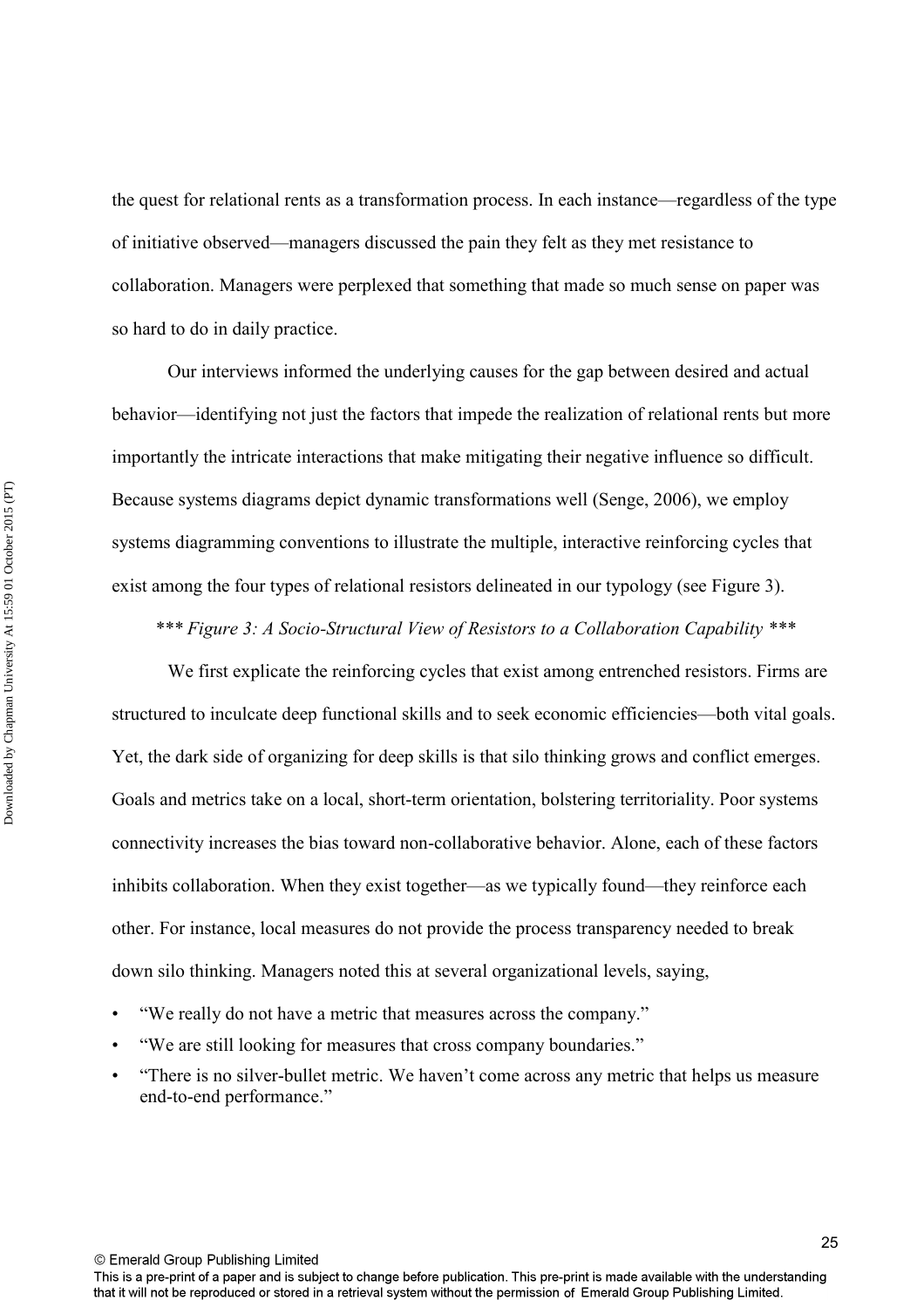the quest for relational rents as a transformation process. In each instance—regardless of the type of initiative observed—managers discussed the pain they felt as they met resistance to collaboration. Managers were perplexed that something that made so much sense on paper was so hard to do in daily practice.

Our interviews informed the underlying causes for the gap between desired and actual behavior—identifying not just the factors that impede the realization of relational rents but more importantly the intricate interactions that make mitigating their negative influence so difficult. Because systems diagrams depict dynamic transformations well (Senge, 2006), we employ systems diagramming conventions to illustrate the multiple, interactive reinforcing cycles that exist among the four types of relational resistors delineated in our typology (see Figure 3).

*** *Figure 3: A Socio-Structural View of Resistors to a Collaboration Capability* ***

We first explicate the reinforcing cycles that exist among entrenched resistors. Firms are structured to inculcate deep functional skills and to seek economic efficiencies—both vital goals. Yet, the dark side of organizing for deep skills is that silo thinking grows and conflict emerges. Goals and metrics take on a local, short-term orientation, bolstering territoriality. Poor systems connectivity increases the bias toward non-collaborative behavior. Alone, each of these factors inhibits collaboration. When they exist together—as we typically found—they reinforce each other. For instance, local measures do not provide the process transparency needed to break down silo thinking. Managers noted this at several organizational levels, saying,

- "We really do not have a metric that measures across the company."
- "We are still looking for measures that cross company boundaries."
- "There is no silver-bullet metric. We haven't come across any metric that helps us measure end-to-end performance."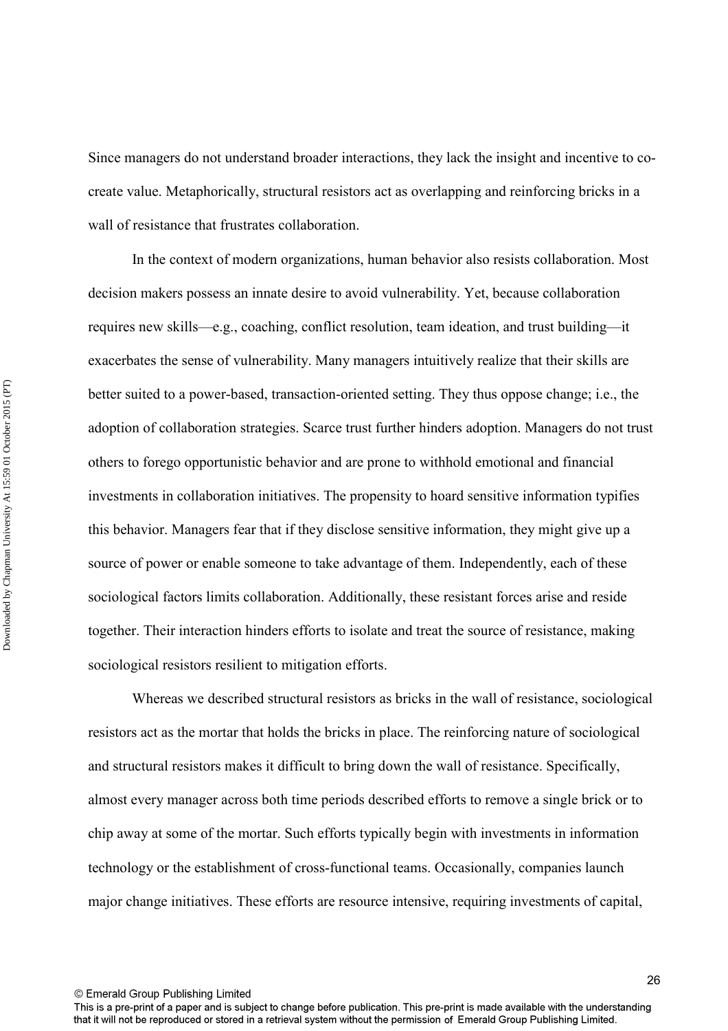Since managers do not understand broader interactions, they lack the insight and incentive to co-create value. Metaphorically, structural resistors act as overlapping and reinforcing bricks in a wall of resistance that frustrates collaboration.

In the context of modern organizations, human behavior also resists collaboration. Most decision makers possess an innate desire to avoid vulnerability. Yet, because collaboration requires new skills—e.g., coaching, conflict resolution, team ideation, and trust building—it exacerbates the sense of vulnerability. Many managers intuitively realize that their skills are better suited to a power-based, transaction-oriented setting. They thus oppose change; i.e., the adoption of collaboration strategies. Scarce trust further hinders adoption. Managers do not trust others to forego opportunistic behavior and are prone to withhold emotional and financial investments in collaboration initiatives. The propensity to hoard sensitive information typifies this behavior. Managers fear that if they disclose sensitive information, they might give up a source of power or enable someone to take advantage of them. Independently, each of these sociological factors limits collaboration. Additionally, these resistant forces arise and reside together. Their interaction hinders efforts to isolate and treat the source of resistance, making sociological resistors resilient to mitigation efforts.

Whereas we described structural resistors as bricks in the wall of resistance, sociological resistors act as the mortar that holds the bricks in place. The reinforcing nature of sociological and structural resistors makes it difficult to bring down the wall of resistance. Specifically, almost every manager across both time periods described efforts to remove a single brick or to chip away at some of the mortar. Such efforts typically begin with investments in information technology or the establishment of cross-functional teams. Occasionally, companies launch major change initiatives. These efforts are resource intensive, requiring investments of capital,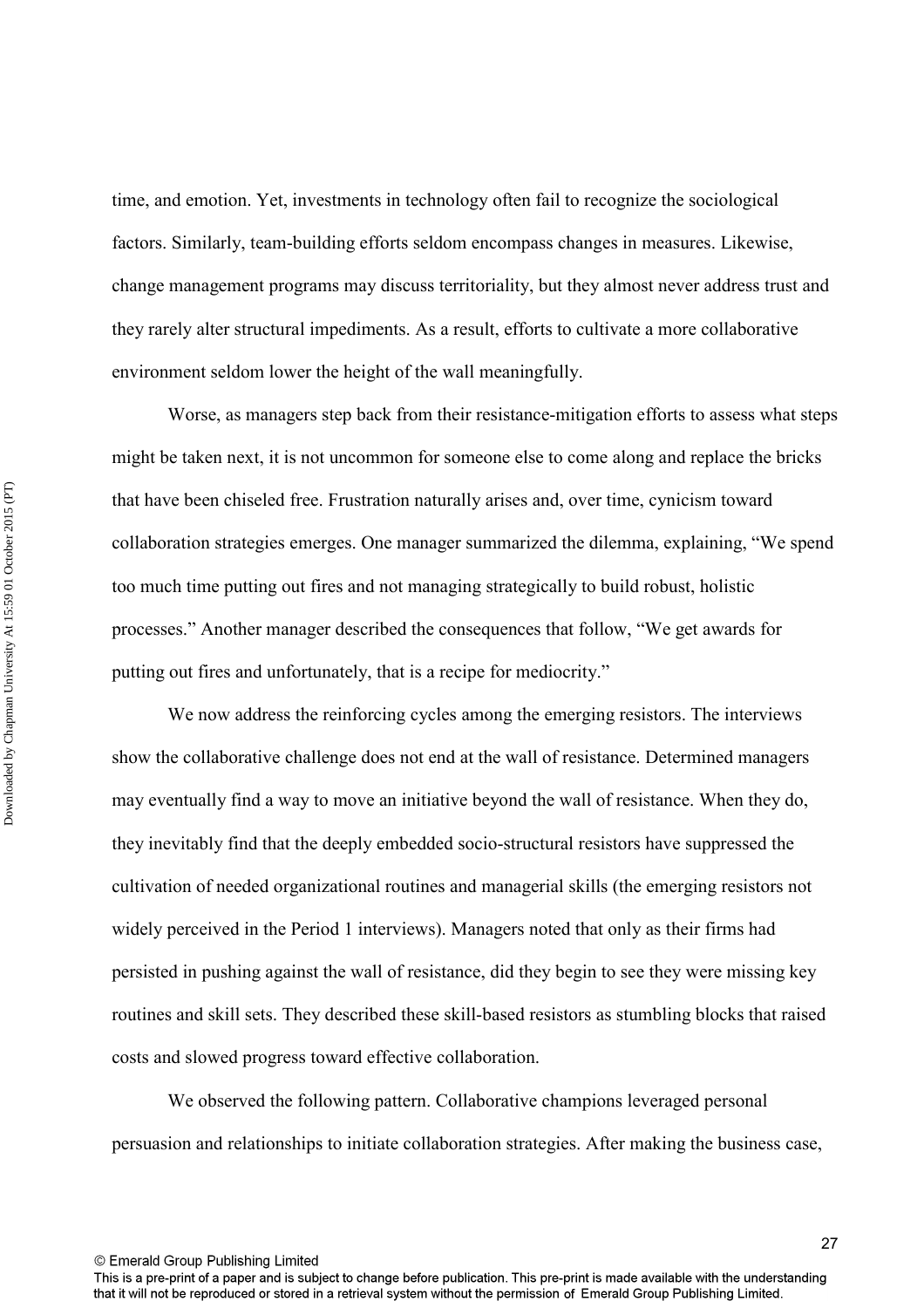time, and emotion. Yet, investments in technology often fail to recognize the sociological factors. Similarly, team-building efforts seldom encompass changes in measures. Likewise, change management programs may discuss territoriality, but they almost never address trust and they rarely alter structural impediments. As a result, efforts to cultivate a more collaborative environment seldom lower the height of the wall meaningfully.

Worse, as managers step back from their resistance-mitigation efforts to assess what steps might be taken next, it is not uncommon for someone else to come along and replace the bricks that have been chiseled free. Frustration naturally arises and, over time, cynicism toward collaboration strategies emerges. One manager summarized the dilemma, explaining, "We spend too much time putting out fires and not managing strategically to build robust, holistic processes." Another manager described the consequences that follow, "We get awards for putting out fires and unfortunately, that is a recipe for mediocrity."

We now address the reinforcing cycles among the emerging resistors. The interviews show the collaborative challenge does not end at the wall of resistance. Determined managers may eventually find a way to move an initiative beyond the wall of resistance. When they do, they inevitably find that the deeply embedded socio-structural resistors have suppressed the cultivation of needed organizational routines and managerial skills (the emerging resistors not widely perceived in the Period 1 interviews). Managers noted that only as their firms had persisted in pushing against the wall of resistance, did they begin to see they were missing key routines and skill sets. They described these skill-based resistors as stumbling blocks that raised costs and slowed progress toward effective collaboration.

We observed the following pattern. Collaborative champions leveraged personal persuasion and relationships to initiate collaboration strategies. After making the business case,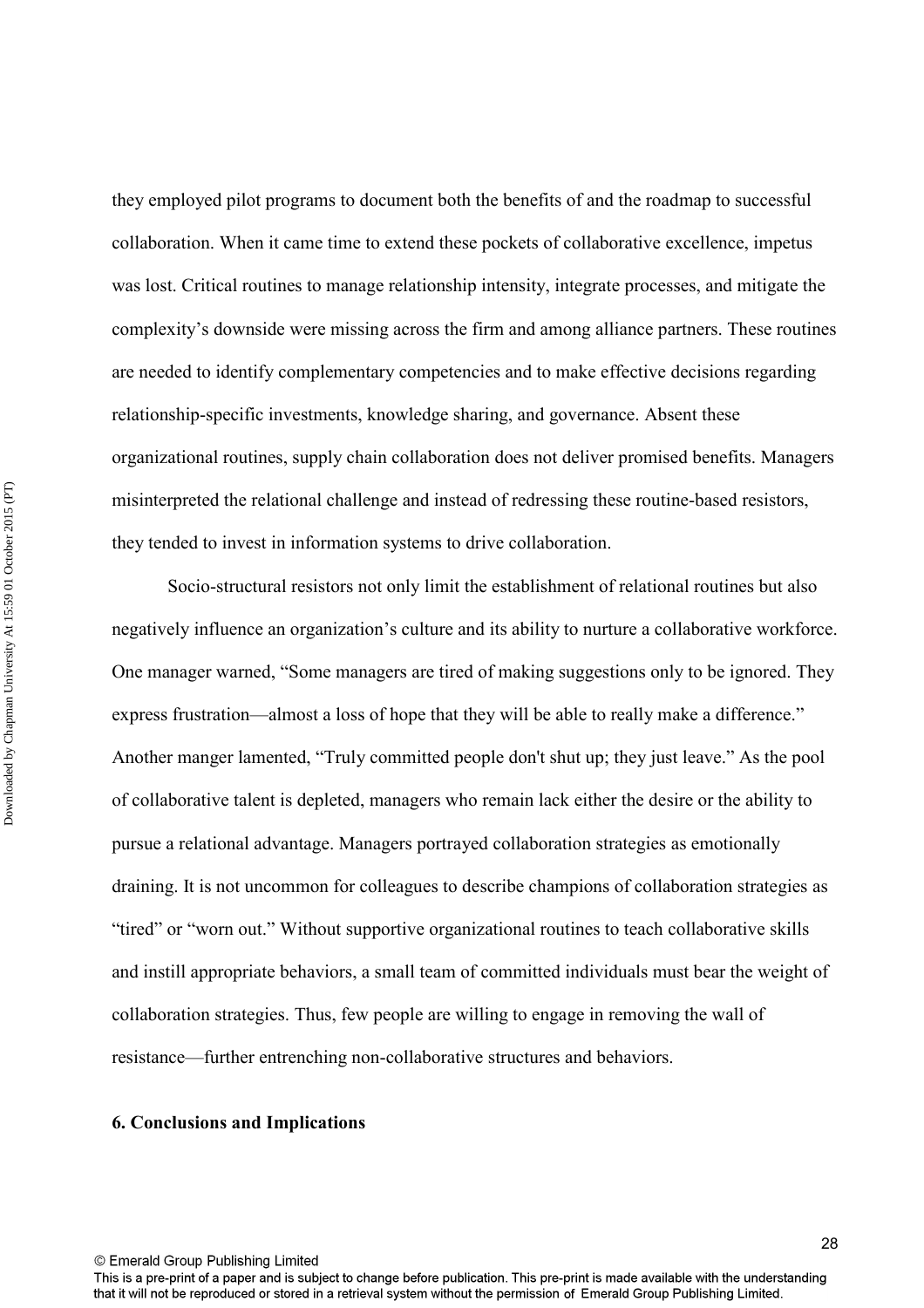they employed pilot programs to document both the benefits of and the roadmap to successful collaboration. When it came time to extend these pockets of collaborative excellence, impetus was lost. Critical routines to manage relationship intensity, integrate processes, and mitigate the complexity's downside were missing across the firm and among alliance partners. These routines are needed to identify complementary competencies and to make effective decisions regarding relationship-specific investments, knowledge sharing, and governance. Absent these organizational routines, supply chain collaboration does not deliver promised benefits. Managers misinterpreted the relational challenge and instead of redressing these routine-based resistors, they tended to invest in information systems to drive collaboration.

Socio-structural resistors not only limit the establishment of relational routines but also negatively influence an organization's culture and its ability to nurture a collaborative workforce. One manager warned, "Some managers are tired of making suggestions only to be ignored. They express frustration—almost a loss of hope that they will be able to really make a difference." Another manger lamented, "Truly committed people don't shut up; they just leave." As the pool of collaborative talent is depleted, managers who remain lack either the desire or the ability to pursue a relational advantage. Managers portrayed collaboration strategies as emotionally draining. It is not uncommon for colleagues to describe champions of collaboration strategies as "tired" or "worn out." Without supportive organizational routines to teach collaborative skills and instill appropriate behaviors, a small team of committed individuals must bear the weight of collaboration strategies. Thus, few people are willing to engage in removing the wall of resistance—further entrenching non-collaborative structures and behaviors.

## 6. Conclusions and Implications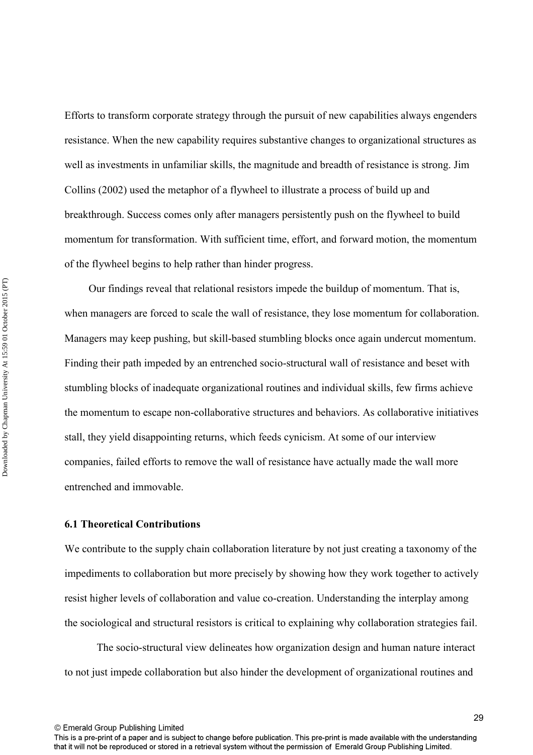Efforts to transform corporate strategy through the pursuit of new capabilities always engenders resistance. When the new capability requires substantive changes to organizational structures as well as investments in unfamiliar skills, the magnitude and breadth of resistance is strong. Jim Collins (2002) used the metaphor of a flywheel to illustrate a process of build up and breakthrough. Success comes only after managers persistently push on the flywheel to build momentum for transformation. With sufficient time, effort, and forward motion, the momentum of the flywheel begins to help rather than hinder progress.

Our findings reveal that relational resistors impede the buildup of momentum. That is, when managers are forced to scale the wall of resistance, they lose momentum for collaboration. Managers may keep pushing, but skill-based stumbling blocks once again undercut momentum. Finding their path impeded by an entrenched socio-structural wall of resistance and beset with stumbling blocks of inadequate organizational routines and individual skills, few firms achieve the momentum to escape non-collaborative structures and behaviors. As collaborative initiatives stall, they yield disappointing returns, which feeds cynicism. At some of our interview companies, failed efforts to remove the wall of resistance have actually made the wall more entrenched and immovable.

### 6.1 Theoretical Contributions

We contribute to the supply chain collaboration literature by not just creating a taxonomy of the impediments to collaboration but more precisely by showing how they work together to actively resist higher levels of collaboration and value co-creation. Understanding the interplay among the sociological and structural resistors is critical to explaining why collaboration strategies fail.

The socio-structural view delineates how organization design and human nature interact to not just impede collaboration but also hinder the development of organizational routines and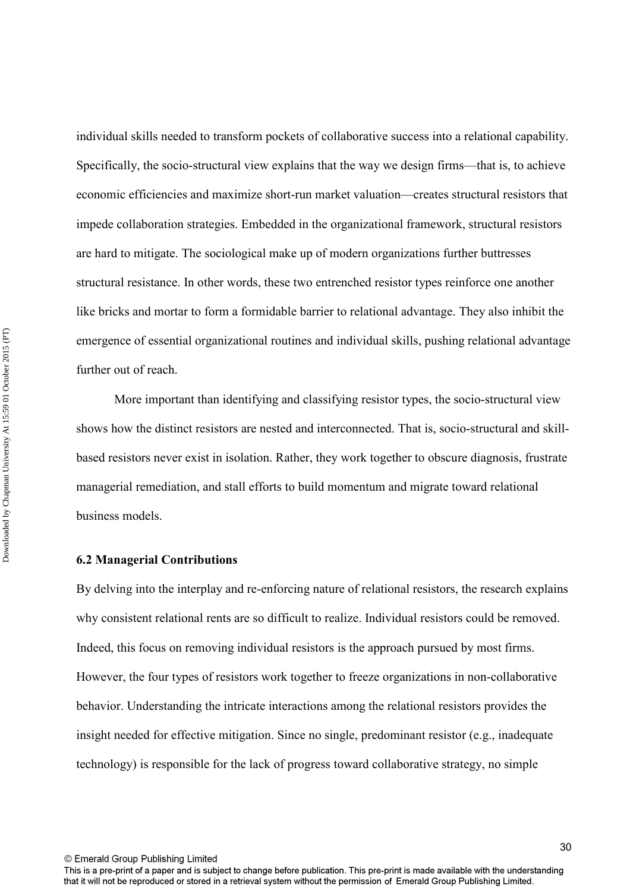individual skills needed to transform pockets of collaborative success into a relational capability. Specifically, the socio-structural view explains that the way we design firms—that is, to achieve economic efficiencies and maximize short-run market valuation—creates structural resistors that impede collaboration strategies. Embedded in the organizational framework, structural resistors are hard to mitigate. The sociological make up of modern organizations further buttresses structural resistance. In other words, these two entrenched resistor types reinforce one another like bricks and mortar to form a formidable barrier to relational advantage. They also inhibit the emergence of essential organizational routines and individual skills, pushing relational advantage further out of reach.

More important than identifying and classifying resistor types, the socio-structural view shows how the distinct resistors are nested and interconnected. That is, socio-structural and skill-based resistors never exist in isolation. Rather, they work together to obscure diagnosis, frustrate managerial remediation, and stall efforts to build momentum and migrate toward relational business models.

### 6.2 Managerial Contributions

By delving into the interplay and re-enforcing nature of relational resistors, the research explains why consistent relational rents are so difficult to realize. Individual resistors could be removed. Indeed, this focus on removing individual resistors is the approach pursued by most firms. However, the four types of resistors work together to freeze organizations in non-collaborative behavior. Understanding the intricate interactions among the relational resistors provides the insight needed for effective mitigation. Since no single, predominant resistor (e.g., inadequate technology) is responsible for the lack of progress toward collaborative strategy, no simple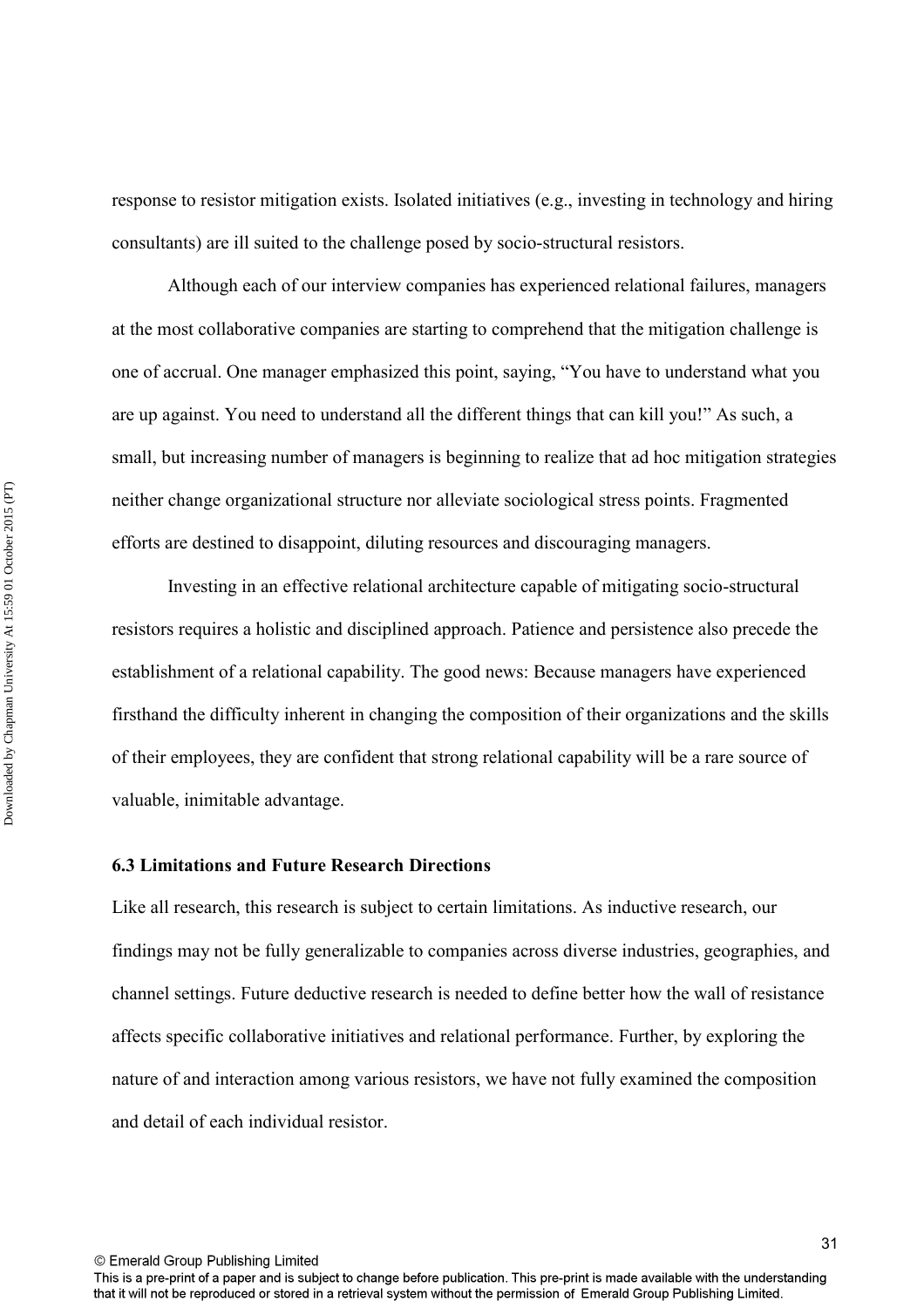response to resistor mitigation exists. Isolated initiatives (e.g., investing in technology and hiring consultants) are ill suited to the challenge posed by socio-structural resistors.

Although each of our interview companies has experienced relational failures, managers at the most collaborative companies are starting to comprehend that the mitigation challenge is one of accrual. One manager emphasized this point, saying, "You have to understand what you are up against. You need to understand all the different things that can kill you!" As such, a small, but increasing number of managers is beginning to realize that ad hoc mitigation strategies neither change organizational structure nor alleviate sociological stress points. Fragmented efforts are destined to disappoint, diluting resources and discouraging managers.

Investing in an effective relational architecture capable of mitigating socio-structural resistors requires a holistic and disciplined approach. Patience and persistence also precede the establishment of a relational capability. The good news: Because managers have experienced firsthand the difficulty inherent in changing the composition of their organizations and the skills of their employees, they are confident that strong relational capability will be a rare source of valuable, inimitable advantage.

### 6.3 Limitations and Future Research Directions

Like all research, this research is subject to certain limitations. As inductive research, our findings may not be fully generalizable to companies across diverse industries, geographies, and channel settings. Future deductive research is needed to define better how the wall of resistance affects specific collaborative initiatives and relational performance. Further, by exploring the nature of and interaction among various resistors, we have not fully examined the composition and detail of each individual resistor.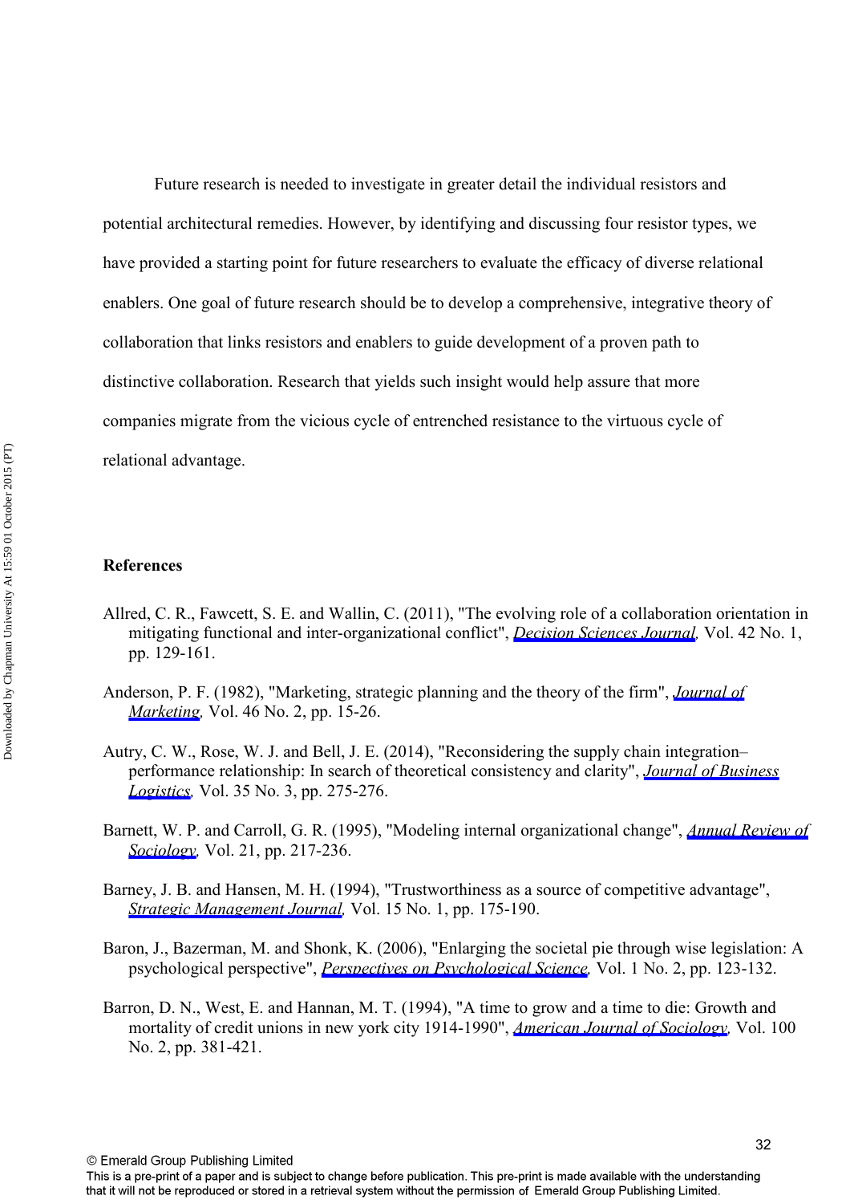Future research is needed to investigate in greater detail the individual resistors and potential architectural remedies. However, by identifying and discussing four resistor types, we have provided a starting point for future researchers to evaluate the efficacy of diverse relational enablers. One goal of future research should be to develop a comprehensive, integrative theory of collaboration that links resistors and enablers to guide development of a proven path to distinctive collaboration. Research that yields such insight would help assure that more companies migrate from the vicious cycle of entrenched resistance to the virtuous cycle of relational advantage.

## References

Allred, C. R., Fawcett, S. E. and Wallin, C. (2011), "The evolving role of a collaboration orientation in mitigating functional and inter-organizational conflict", *Decision Sciences Journal,* Vol. 42 No. 1, pp. 129-161.

Anderson, P. F. (1982), "Marketing, strategic planning and the theory of the firm", *Journal of Marketing,* Vol. 46 No. 2, pp. 15-26.

Autry, C. W., Rose, W. J. and Bell, J. E. (2014), "Reconsidering the supply chain integration–performance relationship: In search of theoretical consistency and clarity", *Journal of Business Logistics,* Vol. 35 No. 3, pp. 275-276.

Barnett, W. P. and Carroll, G. R. (1995), "Modeling internal organizational change", *Annual Review of Sociology,* Vol. 21, pp. 217-236.

Barney, J. B. and Hansen, M. H. (1994), "Trustworthiness as a source of competitive advantage", *Strategic Management Journal,* Vol. 15 No. 1, pp. 175-190.

Baron, J., Bazerman, M. and Shonk, K. (2006), "Enlarging the societal pie through wise legislation: A psychological perspective", *Perspectives on Psychological Science,* Vol. 1 No. 2, pp. 123-132.

Barron, D. N., West, E. and Hannan, M. T. (1994), "A time to grow and a time to die: Growth and mortality of credit unions in new york city 1914-1990", *American Journal of Sociology,* Vol. 100 No. 2, pp. 381-421.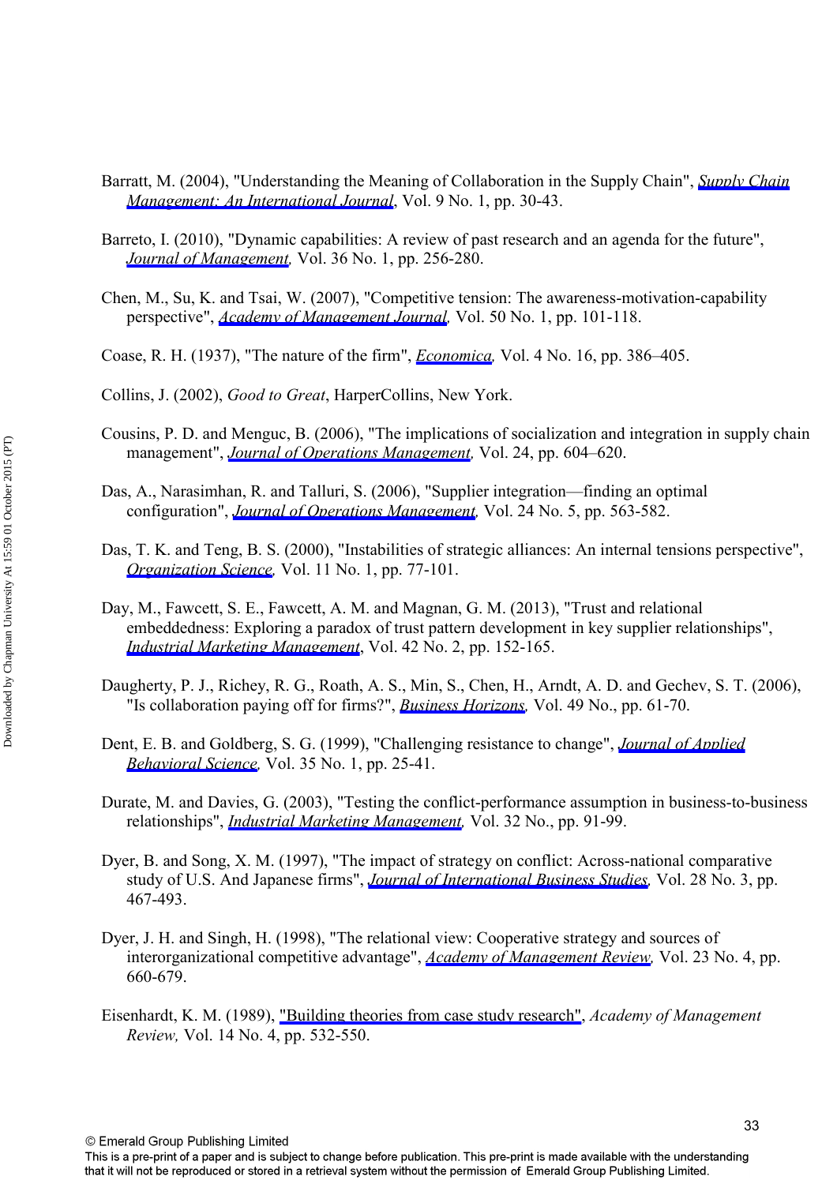Barratt, M. (2004), "Understanding the Meaning of Collaboration in the Supply Chain", *Supply Chain Management: An International Journal*, Vol. 9 No. 1, pp. 30-43.

Barreto, I. (2010), "Dynamic capabilities: A review of past research and an agenda for the future", *Journal of Management,* Vol. 36 No. 1, pp. 256-280.

Chen, M., Su, K. and Tsai, W. (2007), "Competitive tension: The awareness-motivation-capability perspective", *Academy of Management Journal,* Vol. 50 No. 1, pp. 101-118.

Coase, R. H. (1937), "The nature of the firm", *Economica,* Vol. 4 No. 16, pp. 386–405.

Collins, J. (2002), *Good to Great*, HarperCollins, New York.

Cousins, P. D. and Menguc, B. (2006), "The implications of socialization and integration in supply chain management", *Journal of Operations Management,* Vol. 24, pp. 604–620.

Das, A., Narasimhan, R. and Talluri, S. (2006), "Supplier integration—finding an optimal configuration", *Journal of Operations Management*, Vol. 24 No. 5, pp. 563-582.

Das, T. K. and Teng, B. S. (2000), "Instabilities of strategic alliances: An internal tensions perspective", *Organization Science,* Vol. 11 No. 1, pp. 77-101.

Day, M., Fawcett, S. E., Fawcett, A. M. and Magnan, G. M. (2013), "Trust and relational embeddedness: Exploring a paradox of trust pattern development in key supplier relationships", *Industrial Marketing Management*, Vol. 42 No. 2, pp. 152-165.

Daugherty, P. J., Richey, R. G., Roath, A. S., Min, S., Chen, H., Arndt, A. D. and Gechev, S. T. (2006), "Is collaboration paying off for firms?", *Business Horizons,* Vol. 49 No., pp. 61-70.

Dent, E. B. and Goldberg, S. G. (1999), "Challenging resistance to change", *Journal of Applied Behavioral Science,* Vol. 35 No. 1, pp. 25-41.

Durate, M. and Davies, G. (2003), "Testing the conflict-performance assumption in business-to-business relationships", *Industrial Marketing Management,* Vol. 32 No., pp. 91-99.

Dyer, B. and Song, X. M. (1997), "The impact of strategy on conflict: Across-national comparative study of U.S. And Japanese firms", *Journal of International Business Studies,* Vol. 28 No. 3, pp. 467-493.

Dyer, J. H. and Singh, H. (1998), "The relational view: Cooperative strategy and sources of interorganizational competitive advantage", *Academy of Management Review,* Vol. 23 No. 4, pp. 660-679.

Eisenhardt, K. M. (1989), "Building theories from case study research", *Academy of Management Review,* Vol. 14 No. 4, pp. 532-550.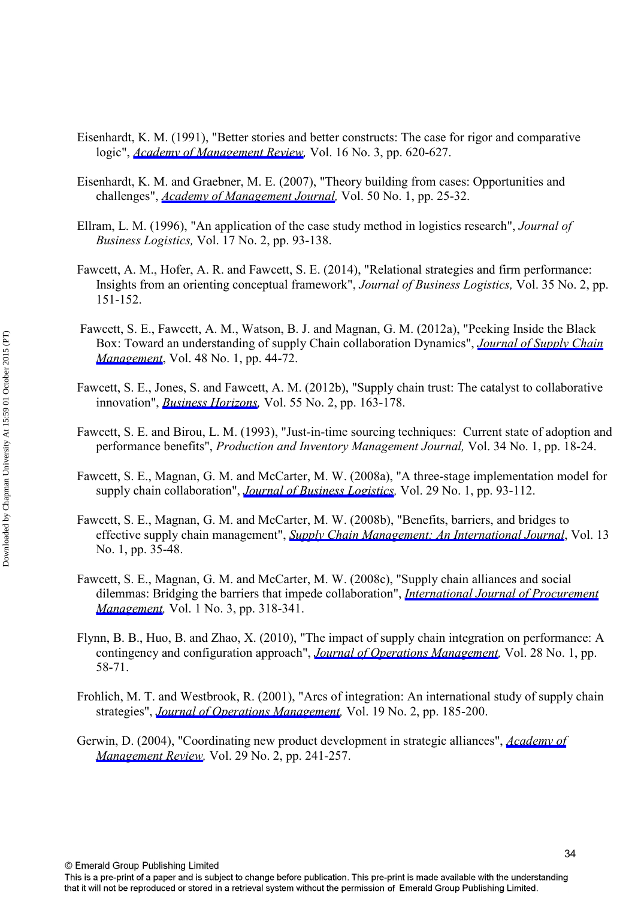Eisenhardt, K. M. (1991), "Better stories and better constructs: The case for rigor and comparative logic", *Academy of Management Review*, Vol. 16 No. 3, pp. 620-627.

Eisenhardt, K. M. and Graebner, M. E. (2007), "Theory building from cases: Opportunities and challenges", *Academy of Management Journal*, Vol. 50 No. 1, pp. 25-32.

Ellram, L. M. (1996), "An application of the case study method in logistics research", *Journal of Business Logistics,* Vol. 17 No. 2, pp. 93-138.

Fawcett, A. M., Hofer, A. R. and Fawcett, S. E. (2014), "Relational strategies and firm performance: Insights from an orienting conceptual framework", *Journal of Business Logistics,* Vol. 35 No. 2, pp. 151-152.

Fawcett, S. E., Fawcett, A. M., Watson, B. J. and Magnan, G. M. (2012a), "Peeking Inside the Black Box: Toward an understanding of supply Chain collaboration Dynamics", *Journal of Supply Chain Management*, Vol. 48 No. 1, pp. 44-72.

Fawcett, S. E., Jones, S. and Fawcett, A. M. (2012b), "Supply chain trust: The catalyst to collaborative innovation", *Business Horizons*, Vol. 55 No. 2, pp. 163-178.

Fawcett, S. E. and Birou, L. M. (1993), "Just-in-time sourcing techniques: Current state of adoption and performance benefits", *Production and Inventory Management Journal,* Vol. 34 No. 1, pp. 18-24.

Fawcett, S. E., Magnan, G. M. and McCarter, M. W. (2008a), "A three-stage implementation model for supply chain collaboration", *Journal of Business Logistics*, Vol. 29 No. 1, pp. 93-112.

Fawcett, S. E., Magnan, G. M. and McCarter, M. W. (2008b), "Benefits, barriers, and bridges to effective supply chain management", *Supply Chain Management: An International Journal*, Vol. 13 No. 1, pp. 35-48.

Fawcett, S. E., Magnan, G. M. and McCarter, M. W. (2008c), "Supply chain alliances and social dilemmas: Bridging the barriers that impede collaboration", *International Journal of Procurement Management*, Vol. 1 No. 3, pp. 318-341.

Flynn, B. B., Huo, B. and Zhao, X. (2010), "The impact of supply chain integration on performance: A contingency and configuration approach", *Journal of Operations Management*, Vol. 28 No. 1, pp. 58-71.

Frohlich, M. T. and Westbrook, R. (2001), "Arcs of integration: An international study of supply chain strategies", *Journal of Operations Management*, Vol. 19 No. 2, pp. 185-200.

Gerwin, D. (2004), "Coordinating new product development in strategic alliances", *Academy of Management Review*, Vol. 29 No. 2, pp. 241-257.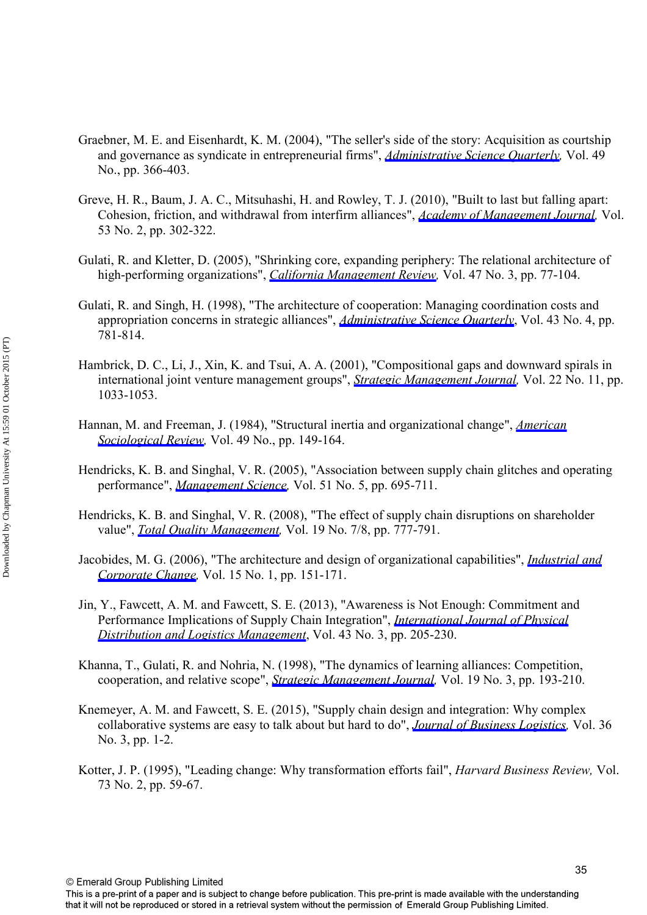Graebner, M. E. and Eisenhardt, K. M. (2004), "The seller's side of the story: Acquisition as courtship and governance as syndicate in entrepreneurial firms", *Administrative Science Quarterly,* Vol. 49 No., pp. 366-403.

Greve, H. R., Baum, J. A. C., Mitsuhashi, H. and Rowley, T. J. (2010), "Built to last but falling apart: Cohesion, friction, and withdrawal from interfirm alliances", *Academy of Management Journal,* Vol. 53 No. 2, pp. 302-322.

Gulati, R. and Kletter, D. (2005), "Shrinking core, expanding periphery: The relational architecture of high-performing organizations", *California Management Review,* Vol. 47 No. 3, pp. 77-104.

Gulati, R. and Singh, H. (1998), "The architecture of cooperation: Managing coordination costs and appropriation concerns in strategic alliances", *Administrative Science Quarterly*, Vol. 43 No. 4, pp. 781-814.

Hambrick, D. C., Li, J., Xin, K. and Tsui, A. A. (2001), "Compositional gaps and downward spirals in international joint venture management groups", *Strategic Management Journal,* Vol. 22 No. 11, pp. 1033-1053.

Hannan, M. and Freeman, J. (1984), "Structural inertia and organizational change", *American Sociological Review,* Vol. 49 No., pp. 149-164.

Hendricks, K. B. and Singhal, V. R. (2005), "Association between supply chain glitches and operating performance", *Management Science,* Vol. 51 No. 5, pp. 695-711.

Hendricks, K. B. and Singhal, V. R. (2008), "The effect of supply chain disruptions on shareholder value", *Total Quality Management,* Vol. 19 No. 7/8, pp. 777-791.

Jacobides, M. G. (2006), "The architecture and design of organizational capabilities", *Industrial and Corporate Change,* Vol. 15 No. 1, pp. 151-171.

Jin, Y., Fawcett, A. M. and Fawcett, S. E. (2013), "Awareness is Not Enough: Commitment and Performance Implications of Supply Chain Integration", *International Journal of Physical Distribution and Logistics Management*, Vol. 43 No. 3, pp. 205-230.

Khanna, T., Gulati, R. and Nohria, N. (1998), "The dynamics of learning alliances: Competition, cooperation, and relative scope", *Strategic Management Journal,* Vol. 19 No. 3, pp. 193-210.

Knemeyer, A. M. and Fawcett, S. E. (2015), "Supply chain design and integration: Why complex collaborative systems are easy to talk about but hard to do", *Journal of Business Logistics,* Vol. 36 No. 3, pp. 1-2.

Kotter, J. P. (1995), "Leading change: Why transformation efforts fail", *Harvard Business Review,* Vol. 73 No. 2, pp. 59-67.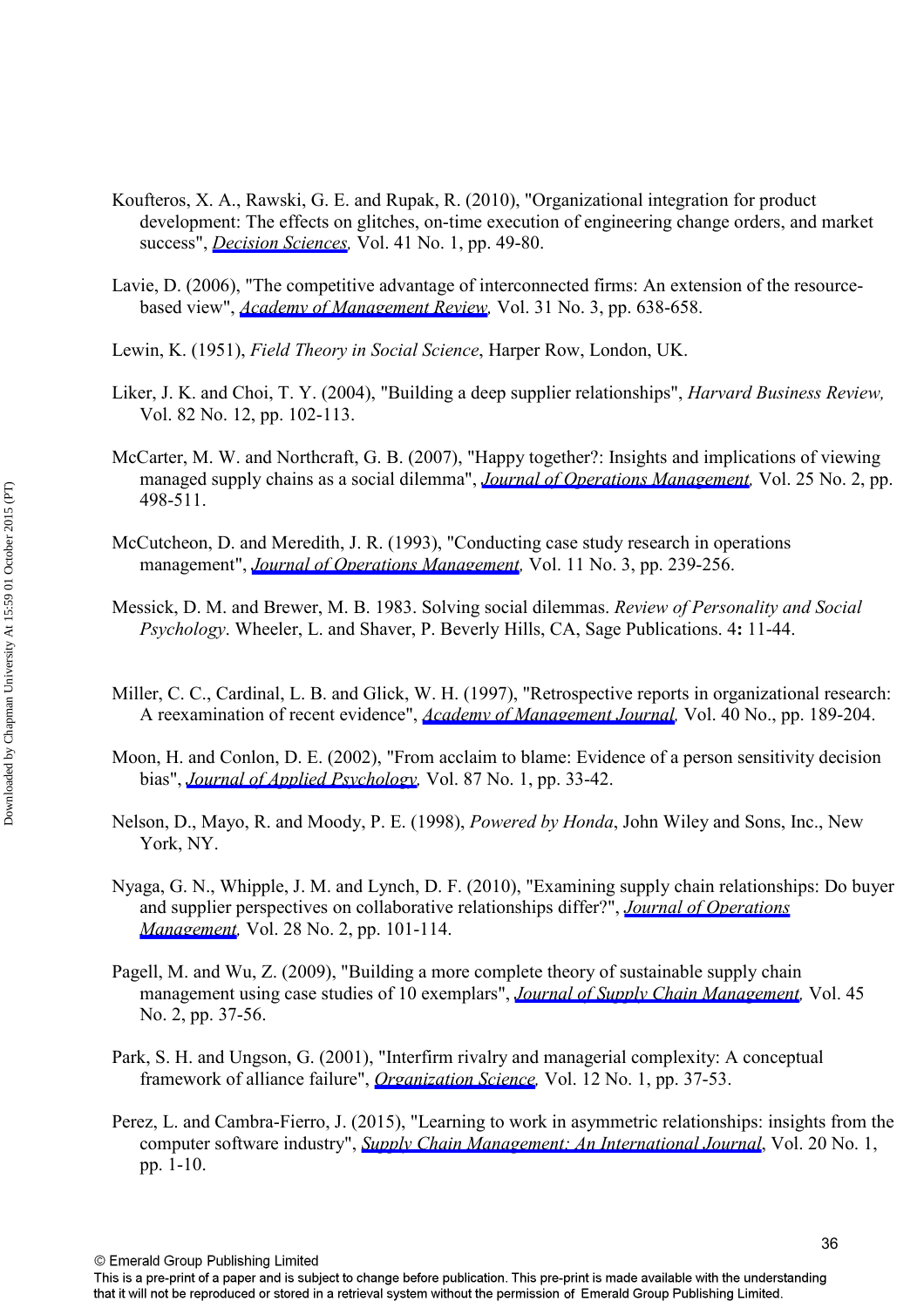Koufteros, X. A., Rawski, G. E. and Rupak, R. (2010), "Organizational integration for product development: The effects on glitches, on-time execution of engineering change orders, and market success", *Decision Sciences,* Vol. 41 No. 1, pp. 49-80.

Lavie, D. (2006), "The competitive advantage of interconnected firms: An extension of the resource-based view", *Academy of Management Review,* Vol. 31 No. 3, pp. 638-658.

Lewin, K. (1951), *Field Theory in Social Science*, Harper Row, London, UK.

Liker, J. K. and Choi, T. Y. (2004), "Building a deep supplier relationships", *Harvard Business Review,* Vol. 82 No. 12, pp. 102-113.

McCarter, M. W. and Northcraft, G. B. (2007), "Happy together?: Insights and implications of viewing managed supply chains as a social dilemma", *Journal of Operations Management,* Vol. 25 No. 2, pp. 498-511.

McCutcheon, D. and Meredith, J. R. (1993), "Conducting case study research in operations management", *Journal of Operations Management,* Vol. 11 No. 3, pp. 239-256.

Messick, D. M. and Brewer, M. B. 1983. Solving social dilemmas. *Review of Personality and Social Psychology*. Wheeler, L. and Shaver, P. Beverly Hills, CA, Sage Publications. 4**:** 11-44.

Miller, C. C., Cardinal, L. B. and Glick, W. H. (1997), "Retrospective reports in organizational research: A reexamination of recent evidence", *Academy of Management Journal,* Vol. 40 No., pp. 189-204.

Moon, H. and Conlon, D. E. (2002), "From acclaim to blame: Evidence of a person sensitivity decision bias", *Journal of Applied Psychology,* Vol. 87 No. 1, pp. 33-42.

Nelson, D., Mayo, R. and Moody, P. E. (1998), *Powered by Honda*, John Wiley and Sons, Inc., New York, NY.

Nyaga, G. N., Whipple, J. M. and Lynch, D. F. (2010), "Examining supply chain relationships: Do buyer and supplier perspectives on collaborative relationships differ?", *Journal of Operations Management,* Vol. 28 No. 2, pp. 101-114.

Pagell, M. and Wu, Z. (2009), "Building a more complete theory of sustainable supply chain management using case studies of 10 exemplars", *Journal of Supply Chain Management,* Vol. 45 No. 2, pp. 37-56.

Park, S. H. and Ungson, G. (2001), "Interfirm rivalry and managerial complexity: A conceptual framework of alliance failure", *Organization Science,* Vol. 12 No. 1, pp. 37-53.

Perez, L. and Cambra-Fierro, J. (2015), "Learning to work in asymmetric relationships: insights from the computer software industry", *Supply Chain Management: An International Journal*, Vol. 20 No. 1, pp. 1-10.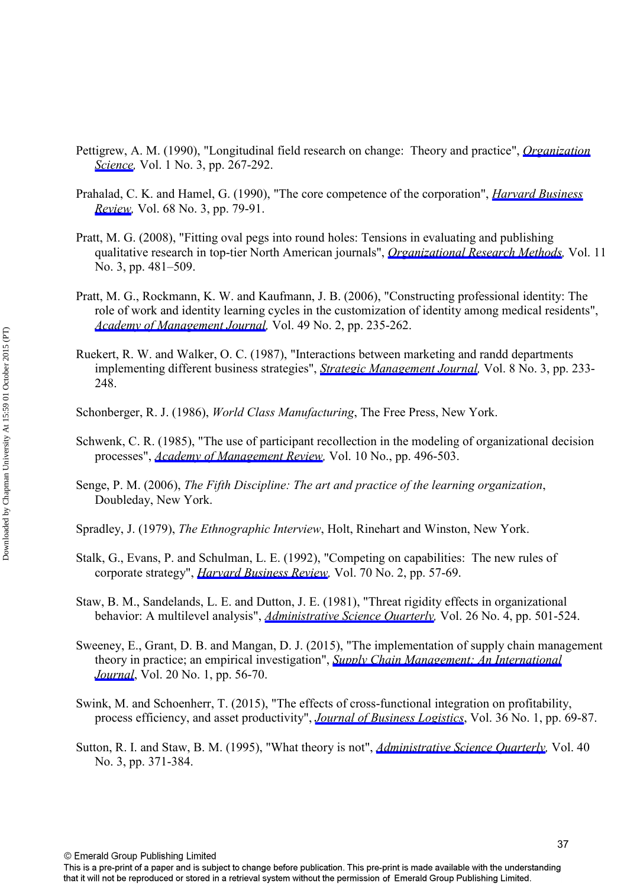Pettigrew, A. M. (1990), "Longitudinal field research on change: Theory and practice", *Organization Science*, Vol. 1 No. 3, pp. 267-292.

Prahalad, C. K. and Hamel, G. (1990), "The core competence of the corporation", *Harvard Business Review*, Vol. 68 No. 3, pp. 79-91.

Pratt, M. G. (2008), "Fitting oval pegs into round holes: Tensions in evaluating and publishing qualitative research in top-tier North American journals", *Organizational Research Methods*, Vol. 11 No. 3, pp. 481–509.

Pratt, M. G., Rockmann, K. W. and Kaufmann, J. B. (2006), "Constructing professional identity: The role of work and identity learning cycles in the customization of identity among medical residents", *Academy of Management Journal*, Vol. 49 No. 2, pp. 235-262.

Ruekert, R. W. and Walker, O. C. (1987), "Interactions between marketing and randd departments implementing different business strategies", *Strategic Management Journal*, Vol. 8 No. 3, pp. 233-248.

Schonberger, R. J. (1986), *World Class Manufacturing*, The Free Press, New York.

Schwenk, C. R. (1985), "The use of participant recollection in the modeling of organizational decision processes", *Academy of Management Review*, Vol. 10 No., pp. 496-503.

Senge, P. M. (2006), *The Fifth Discipline: The art and practice of the learning organization*, Doubleday, New York.

Spradley, J. (1979), *The Ethnographic Interview*, Holt, Rinehart and Winston, New York.

Stalk, G., Evans, P. and Schulman, L. E. (1992), "Competing on capabilities: The new rules of corporate strategy", *Harvard Business Review*, Vol. 70 No. 2, pp. 57-69.

Staw, B. M., Sandelands, L. E. and Dutton, J. E. (1981), "Threat rigidity effects in organizational behavior: A multilevel analysis", *Administrative Science Quarterly*, Vol. 26 No. 4, pp. 501-524.

Sweeney, E., Grant, D. B. and Mangan, D. J. (2015), "The implementation of supply chain management theory in practice; an empirical investigation", *Supply Chain Management: An International Journal*, Vol. 20 No. 1, pp. 56-70.

Swink, M. and Schoenherr, T. (2015), "The effects of cross-functional integration on profitability, process efficiency, and asset productivity", *Journal of Business Logistics*, Vol. 36 No. 1, pp. 69-87.

Sutton, R. I. and Staw, B. M. (1995), "What theory is not", *Administrative Science Quarterly*, Vol. 40 No. 3, pp. 371-384.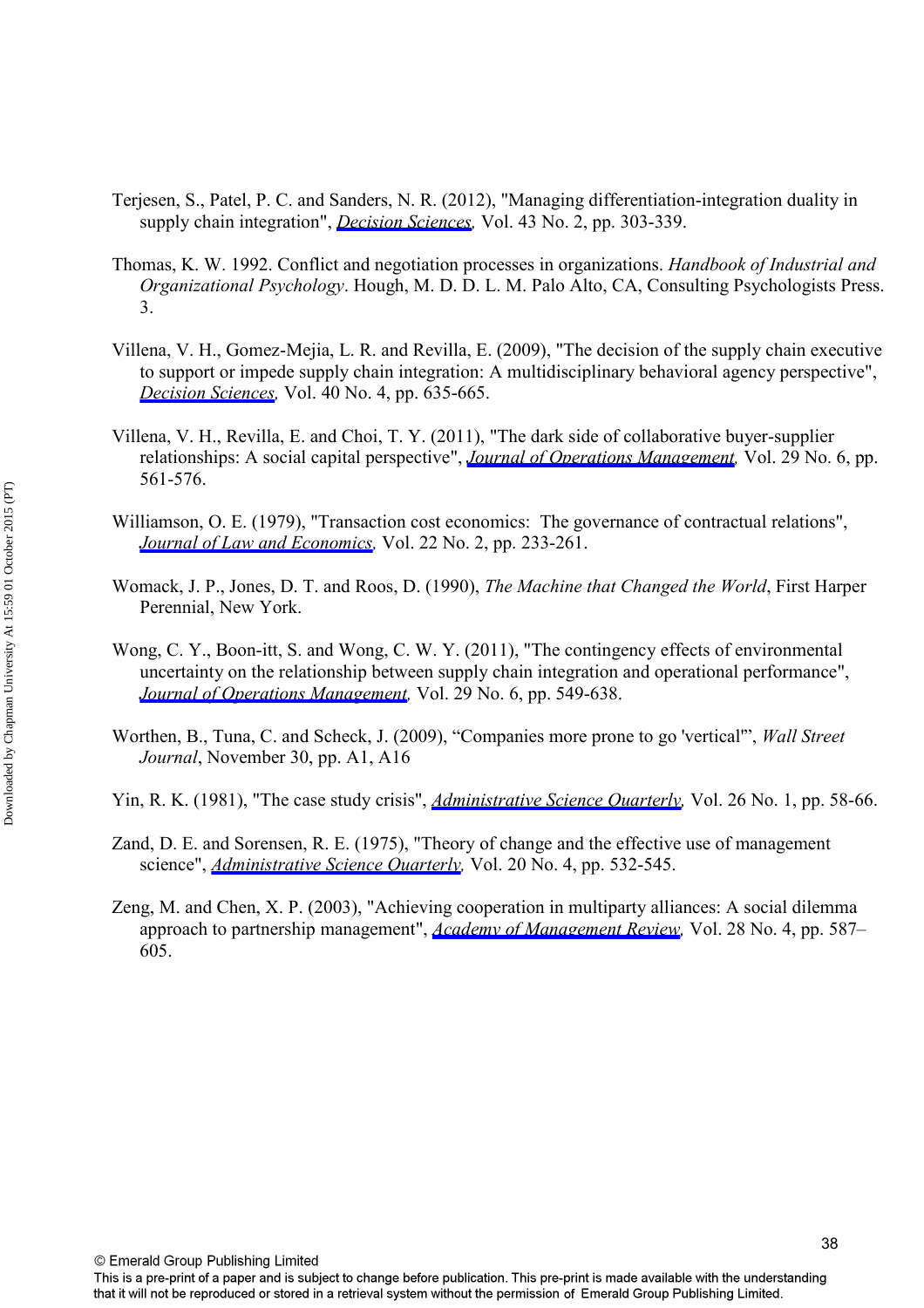Terjesen, S., Patel, P. C. and Sanders, N. R. (2012), "Managing differentiation-integration duality in supply chain integration", *Decision Sciences,* Vol. 43 No. 2, pp. 303-339.

Thomas, K. W. 1992. Conflict and negotiation processes in organizations. *Handbook of Industrial and Organizational Psychology*. Hough, M. D. D. L. M. Palo Alto, CA, Consulting Psychologists Press. 3.

Villena, V. H., Gomez-Mejia, L. R. and Revilla, E. (2009), "The decision of the supply chain executive to support or impede supply chain integration: A multidisciplinary behavioral agency perspective", *Decision Sciences,* Vol. 40 No. 4, pp. 635-665.

Villena, V. H., Revilla, E. and Choi, T. Y. (2011), "The dark side of collaborative buyer-supplier relationships: A social capital perspective", *Journal of Operations Management,* Vol. 29 No. 6, pp. 561-576.

Williamson, O. E. (1979), "Transaction cost economics: The governance of contractual relations", *Journal of Law and Economics,* Vol. 22 No. 2, pp. 233-261.

Womack, J. P., Jones, D. T. and Roos, D. (1990), *The Machine that Changed the World*, First Harper Perennial, New York.

Wong, C. Y., Boon-itt, S. and Wong, C. W. Y. (2011), "The contingency effects of environmental uncertainty on the relationship between supply chain integration and operational performance", *Journal of Operations Management,* Vol. 29 No. 6, pp. 549-638.

Worthen, B., Tuna, C. and Scheck, J. (2009), "Companies more prone to go 'vertical'", *Wall Street Journal*, November 30, pp. A1, A16

Yin, R. K. (1981), "The case study crisis", *Administrative Science Quarterly,* Vol. 26 No. 1, pp. 58-66.

Zand, D. E. and Sorensen, R. E. (1975), "Theory of change and the effective use of management science", *Administrative Science Quarterly,* Vol. 20 No. 4, pp. 532-545.

Zeng, M. and Chen, X. P. (2003), "Achieving cooperation in multiparty alliances: A social dilemma approach to partnership management", *Academy of Management Review,* Vol. 28 No. 4, pp. 587–605.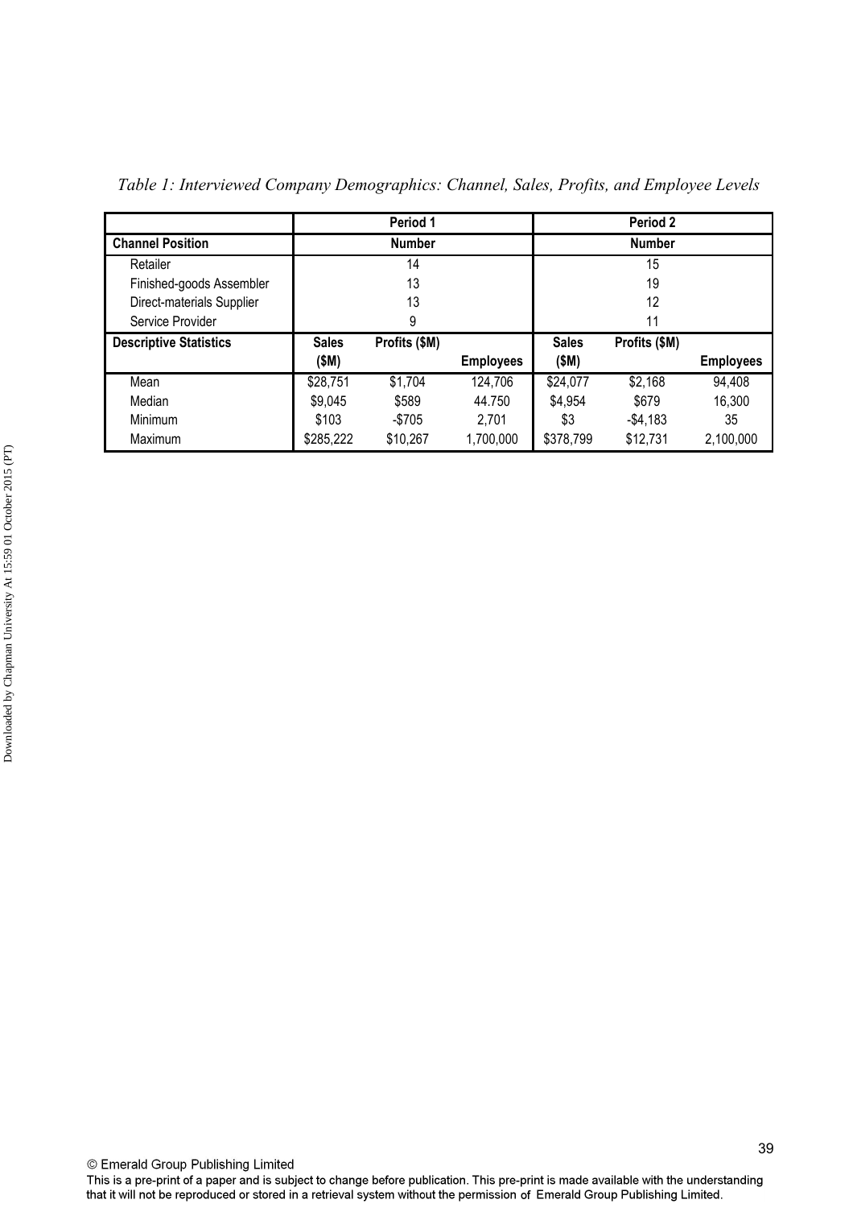*Table 1: Interviewed Company Demographics: Channel, Sales, Profits, and Employee Levels*

| | Period 1 | | | Period 2 | | |
|---|---|---|---|---|---|---|
| **Channel Position** | **Number** | | | **Number** | | |
| Retailer | 14 | | | 15 | | |
| Finished-goods Assembler | 13 | | | 19 | | |
| Direct-materials Supplier | 13 | | | 12 | | |
| Service Provider | 9 | | | 11 | | |
| **Descriptive Statistics** | **Sales ($M)** | **Profits ($M)** | **Employees** | **Sales ($M)** | **Profits ($M)** | **Employees** |
| Mean | $28,751 | $1,704 | 124,706 | $24,077 | $2,168 | 94,408 |
| Median | $9,045 | $589 | 44.750 | $4,954 | $679 | 16,300 |
| Minimum | $103 | -$705 | 2,701 | $3 | -$4,183 | 35 |
| Maximum | $285,222 | $10,267 | 1,700,000 | $378,799 | $12,731 | 2,100,000 |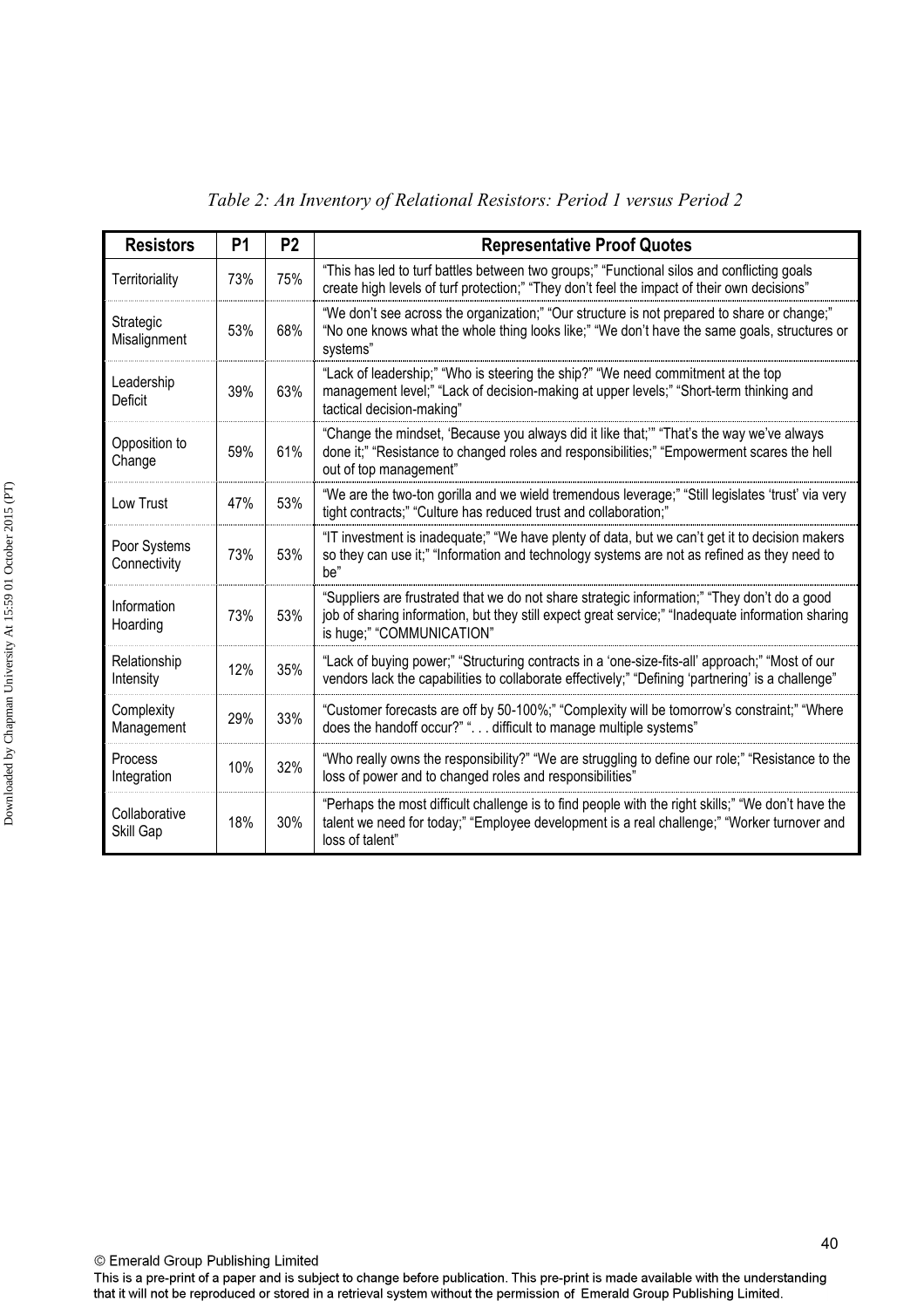*Table 2: An Inventory of Relational Resistors: Period 1 versus Period 2*

| Resistors | P1 | P2 | Representative Proof Quotes |
|---|---|---|---|
| Territoriality | 73% | 75% | "This has led to turf battles between two groups;" "Functional silos and conflicting goals create high levels of turf protection;" "They don't feel the impact of their own decisions" |
| Strategic Misalignment | 53% | 68% | "We don't see across the organization;" "Our structure is not prepared to share or change;" "No one knows what the whole thing looks like;" "We don't have the same goals, structures or systems" |
| Leadership Deficit | 39% | 63% | "Lack of leadership;" "Who is steering the ship?" "We need commitment at the top management level;" "Lack of decision-making at upper levels;" "Short-term thinking and tactical decision-making" |
| Opposition to Change | 59% | 61% | "Change the mindset, 'Because you always did it like that;'" "That's the way we've always done it;" "Resistance to changed roles and responsibilities;" "Empowerment scares the hell out of top management" |
| Low Trust | 47% | 53% | "We are the two-ton gorilla and we wield tremendous leverage;" "Still legislates 'trust' via very tight contracts;" "Culture has reduced trust and collaboration;" |
| Poor Systems Connectivity | 73% | 53% | "IT investment is inadequate;" "We have plenty of data, but we can't get it to decision makers so they can use it;" "Information and technology systems are not as refined as they need to be" |
| Information Hoarding | 73% | 53% | "Suppliers are frustrated that we do not share strategic information;" "They don't do a good job of sharing information, but they still expect great service;" "Inadequate information sharing is huge;" "COMMUNICATION" |
| Relationship Intensity | 12% | 35% | "Lack of buying power;" "Structuring contracts in a 'one-size-fits-all' approach;" "Most of our vendors lack the capabilities to collaborate effectively;" "Defining 'partnering' is a challenge" |
| Complexity Management | 29% | 33% | "Customer forecasts are off by 50-100%;" "Complexity will be tomorrow's constraint;" "Where does the handoff occur?" ". . . difficult to manage multiple systems" |
| Process Integration | 10% | 32% | "Who really owns the responsibility?" "We are struggling to define our role;" "Resistance to the loss of power and to changed roles and responsibilities" |
| Collaborative Skill Gap | 18% | 30% | "Perhaps the most difficult challenge is to find people with the right skills;" "We don't have the talent we need for today;" "Employee development is a real challenge;" "Worker turnover and loss of talent" |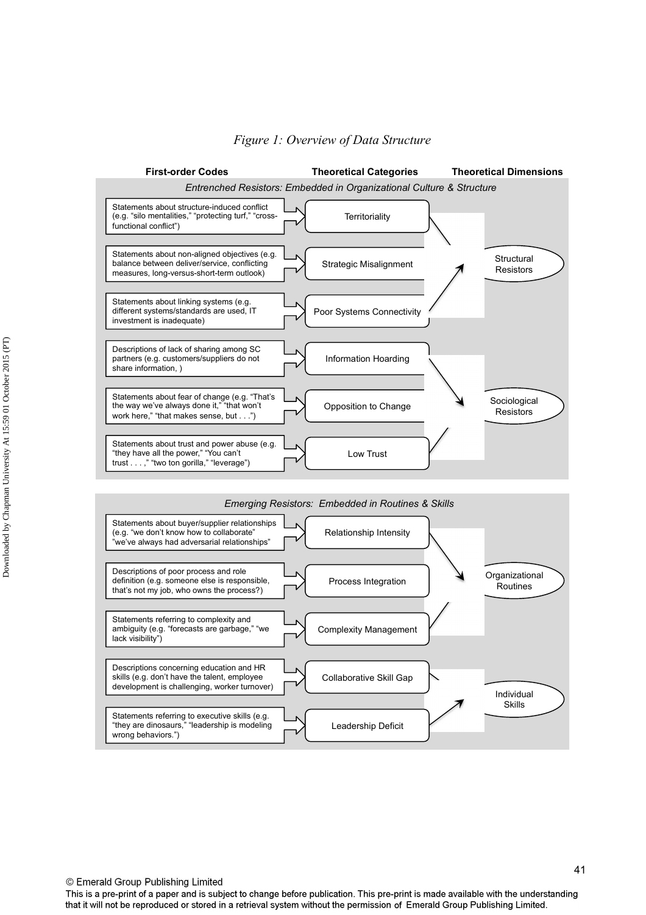*Figure 1: Overview of Data Structure*

| First-order Codes | Theoretical Categories | Theoretical Dimensions |
|---|---|---|
| ***Entrenched Resistors: Embedded in Organizational Culture & Structure*** | | |
| Statements about structure-induced conflict (e.g. “silo mentalities,” “protecting turf,” “cross-functional conflict”) | Territoriality | Structural Resistors |
| Statements about non-aligned objectives (e.g. balance between deliver/service, conflicting measures, long-versus-short-term outlook) | Strategic Misalignment | Structural Resistors |
| Statements about linking systems (e.g. different systems/standards are used, IT investment is inadequate) | Poor Systems Connectivity | Structural Resistors |
| Descriptions of lack of sharing among SC partners (e.g. customers/suppliers do not share information, ) | Information Hoarding | Sociological Resistors |
| Statements about fear of change (e.g. “That’s the way we’ve always done it,” “that won’t work here,” “that makes sense, but . . .”) | Opposition to Change | Sociological Resistors |
| Statements about trust and power abuse (e.g. “they have all the power,” “You can’t trust . . . ,” “two ton gorilla,” “leverage”) | Low Trust | Sociological Resistors |
| ***Emerging Resistors: Embedded in Routines & Skills*** | | |
| Statements about buyer/supplier relationships (e.g. “we don’t know how to collaborate” ”we’ve always had adversarial relationships” | Relationship Intensity | Organizational Routines |
| Descriptions of poor process and role definition (e.g. someone else is responsible, that’s not my job, who owns the process?) | Process Integration | Organizational Routines |
| Statements referring to complexity and ambiguity (e.g. “forecasts are garbage,” “we lack visibility”) | Complexity Management | Organizational Routines |
| Descriptions concerning education and HR skills (e.g. don’t have the talent, employee development is challenging, worker turnover) | Collaborative Skill Gap | Individual Skills |
| Statements referring to executive skills (e.g. “they are dinosaurs,” “leadership is modeling wrong behaviors.”) | Leadership Deficit | Individual Skills |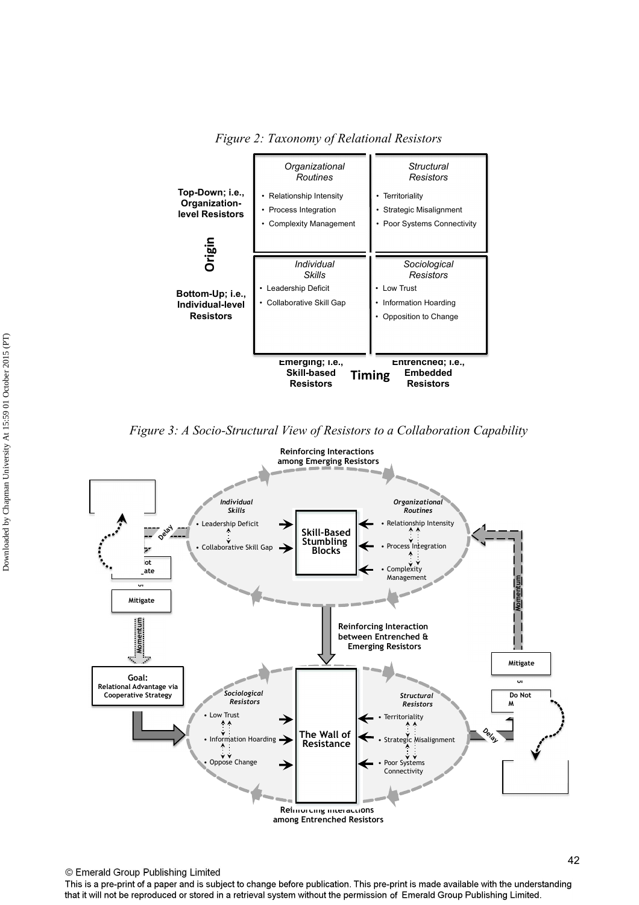*Figure 2: Taxonomy of Relational Resistors*

Origin

Top-Down; i.e., Organization-level Resistors

Bottom-Up; i.e., Individual-level Resistors

*Organizational Routines*

- Relationship Intensity
- Process Integration
- Complexity Management

*Structural Resistors*

- Territoriality
- Strategic Misalignment
- Poor Systems Connectivity

*Individual Skills*

- Leadership Deficit
- Collaborative Skill Gap

*Sociological Resistors*

- Low Trust
- Information Hoarding
- Opposition to Change

Emerging; i.e., Skill-based Resistors

Timing

Entrenched; i.e., Embedded Resistors

*Figure 3: A Socio-Structural View of Resistors to a Collaboration Capability*

Reinforcing Interactions among Emerging Resistors

*Individual Skills*

- Leadership Deficit
- Collaborative Skill Gap

Skill-Based Stumbling Blocks

*Organizational Routines*

- Relationship Intensity
- Process Integration
- Complexity Management

Delay

Mitigate

Momentum

Reinforcing Interaction between Entrenched & Emerging Resistors

Goal: Relational Advantage via Cooperative Strategy

*Sociological Resistors*

- Low Trust
- Information Hoarding
- Oppose Change

The Wall of Resistance

*Structural Resistors*

- Territoriality
- Strategic Misalignment
- Poor Systems Connectivity

Mitigate

or

Do Not M

Delay

Momentum

Reinforcing Interactions among Entrenched Resistors

© Emerald Group Publishing Limited

This is a pre-print of a paper and is subject to change before publication. This pre-print is made available with the understanding that it will not be reproduced or stored in a retrieval system without the permission of Emerald Group Publishing Limited.